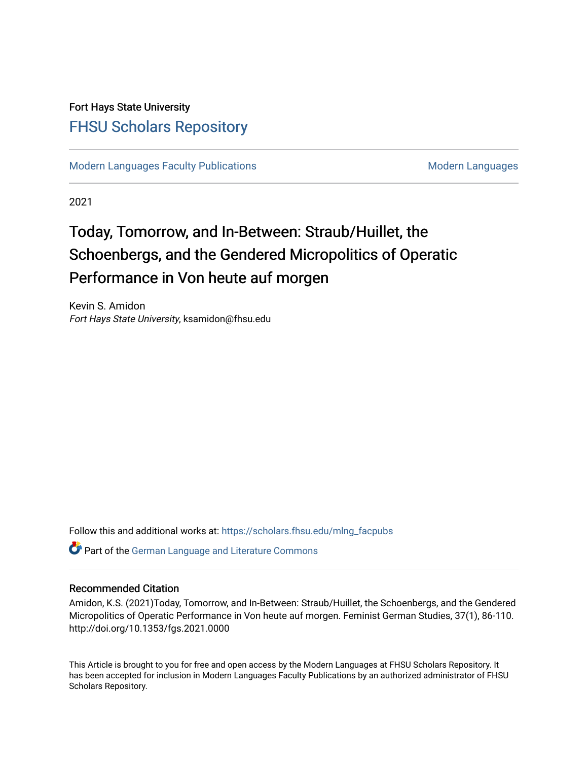Fort Hays State University

## FHSU Scholars Repository

Modern Languages Faculty Publications | Modern Languages

2021

# Today, Tomorrow, and In-Between: Straub/Huillet, the Schoenbergs, and the Gendered Micropolitics of Operatic Performance in Von heute auf morgen

Kevin S. Amidon
*Fort Hays State University*, ksamidon@fhsu.edu

Follow this and additional works at: https://scholars.fhsu.edu/mlng_facpubs

Part of the German Language and Literature Commons

### Recommended Citation

Amidon, K.S. (2021)Today, Tomorrow, and In-Between: Straub/Huillet, the Schoenbergs, and the Gendered Micropolitics of Operatic Performance in Von heute auf morgen. Feminist German Studies, 37(1), 86-110. http://doi.org/10.1353/fgs.2021.0000

This Article is brought to you for free and open access by the Modern Languages at FHSU Scholars Repository. It has been accepted for inclusion in Modern Languages Faculty Publications by an authorized administrator of FHSU Scholars Repository.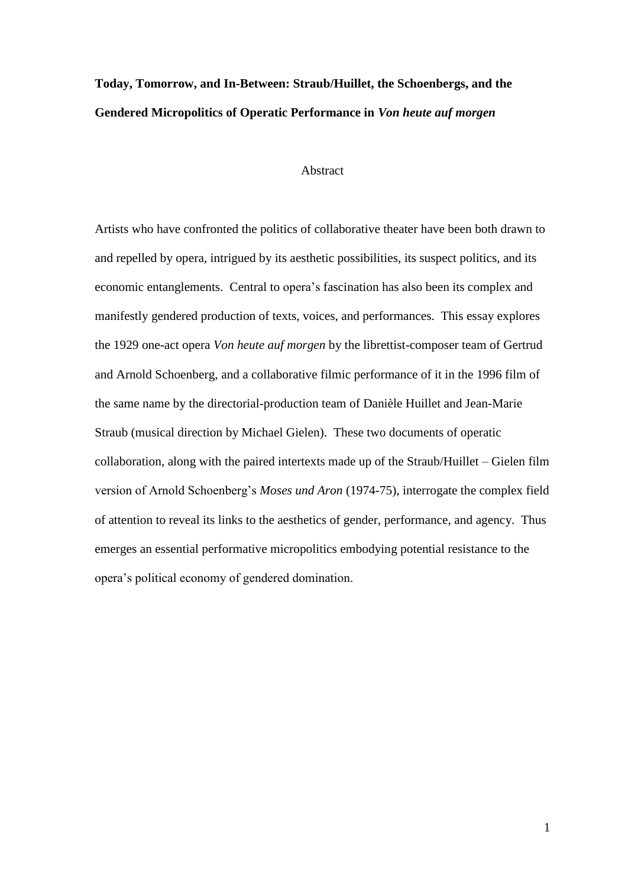**Today, Tomorrow, and In-Between: Straub/Huillet, the Schoenbergs, and the Gendered Micropolitics of Operatic Performance in *Von heute auf morgen***

Abstract

Artists who have confronted the politics of collaborative theater have been both drawn to and repelled by opera, intrigued by its aesthetic possibilities, its suspect politics, and its economic entanglements. Central to opera's fascination has also been its complex and manifestly gendered production of texts, voices, and performances. This essay explores the 1929 one-act opera *Von heute auf morgen* by the librettist-composer team of Gertrud and Arnold Schoenberg, and a collaborative filmic performance of it in the 1996 film of the same name by the directorial-production team of Danièle Huillet and Jean-Marie Straub (musical direction by Michael Gielen). These two documents of operatic collaboration, along with the paired intertexts made up of the Straub/Huillet – Gielen film version of Arnold Schoenberg's *Moses und Aron* (1974-75), interrogate the complex field of attention to reveal its links to the aesthetics of gender, performance, and agency. Thus emerges an essential performative micropolitics embodying potential resistance to the opera's political economy of gendered domination.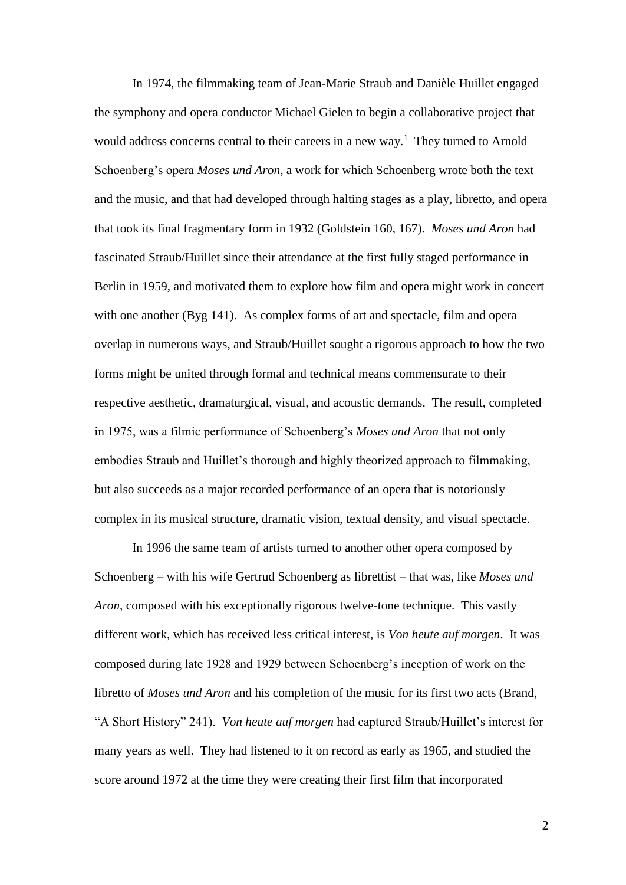In 1974, the filmmaking team of Jean-Marie Straub and Danièle Huillet engaged the symphony and opera conductor Michael Gielen to begin a collaborative project that would address concerns central to their careers in a new way.[1] They turned to Arnold Schoenberg's opera *Moses und Aron*, a work for which Schoenberg wrote both the text and the music, and that had developed through halting stages as a play, libretto, and opera that took its final fragmentary form in 1932 (Goldstein 160, 167). *Moses und Aron* had fascinated Straub/Huillet since their attendance at the first fully staged performance in Berlin in 1959, and motivated them to explore how film and opera might work in concert with one another (Byg 141). As complex forms of art and spectacle, film and opera overlap in numerous ways, and Straub/Huillet sought a rigorous approach to how the two forms might be united through formal and technical means commensurate to their respective aesthetic, dramaturgical, visual, and acoustic demands. The result, completed in 1975, was a filmic performance of Schoenberg's *Moses und Aron* that not only embodies Straub and Huillet's thorough and highly theorized approach to filmmaking, but also succeeds as a major recorded performance of an opera that is notoriously complex in its musical structure, dramatic vision, textual density, and visual spectacle.

In 1996 the same team of artists turned to another other opera composed by Schoenberg – with his wife Gertrud Schoenberg as librettist – that was, like *Moses und Aron*, composed with his exceptionally rigorous twelve-tone technique. This vastly different work, which has received less critical interest, is *Von heute auf morgen*. It was composed during late 1928 and 1929 between Schoenberg's inception of work on the libretto of *Moses und Aron* and his completion of the music for its first two acts (Brand, "A Short History" 241). *Von heute auf morgen* had captured Straub/Huillet's interest for many years as well. They had listened to it on record as early as 1965, and studied the score around 1972 at the time they were creating their first film that incorporated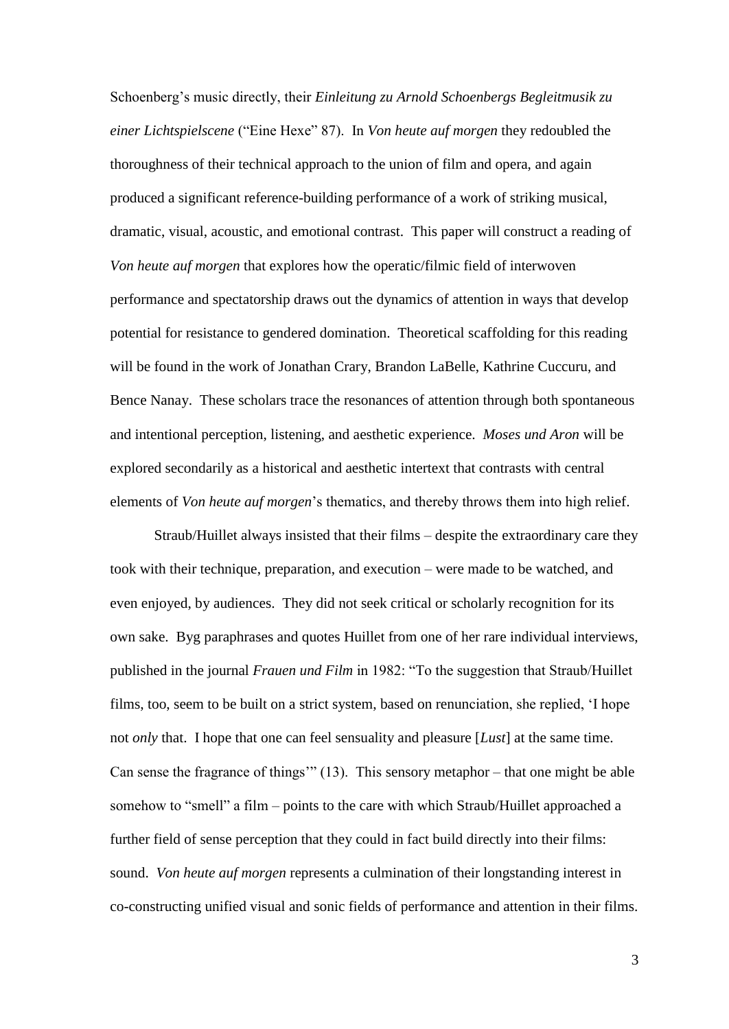Schoenberg's music directly, their *Einleitung zu Arnold Schoenbergs Begleitmusik zu einer Lichtspielscene* ("Eine Hexe" 87). In *Von heute auf morgen* they redoubled the thoroughness of their technical approach to the union of film and opera, and again produced a significant reference-building performance of a work of striking musical, dramatic, visual, acoustic, and emotional contrast. This paper will construct a reading of *Von heute auf morgen* that explores how the operatic/filmic field of interwoven performance and spectatorship draws out the dynamics of attention in ways that develop potential for resistance to gendered domination. Theoretical scaffolding for this reading will be found in the work of Jonathan Crary, Brandon LaBelle, Kathrine Cuccuru, and Bence Nanay. These scholars trace the resonances of attention through both spontaneous and intentional perception, listening, and aesthetic experience. *Moses und Aron* will be explored secondarily as a historical and aesthetic intertext that contrasts with central elements of *Von heute auf morgen*'s thematics, and thereby throws them into high relief.

Straub/Huillet always insisted that their films – despite the extraordinary care they took with their technique, preparation, and execution – were made to be watched, and even enjoyed, by audiences. They did not seek critical or scholarly recognition for its own sake. Byg paraphrases and quotes Huillet from one of her rare individual interviews, published in the journal *Frauen und Film* in 1982: "To the suggestion that Straub/Huillet films, too, seem to be built on a strict system, based on renunciation, she replied, 'I hope not *only* that. I hope that one can feel sensuality and pleasure [*Lust*] at the same time. Can sense the fragrance of things'" (13). This sensory metaphor – that one might be able somehow to "smell" a film – points to the care with which Straub/Huillet approached a further field of sense perception that they could in fact build directly into their films: sound. *Von heute auf morgen* represents a culmination of their longstanding interest in co-constructing unified visual and sonic fields of performance and attention in their films.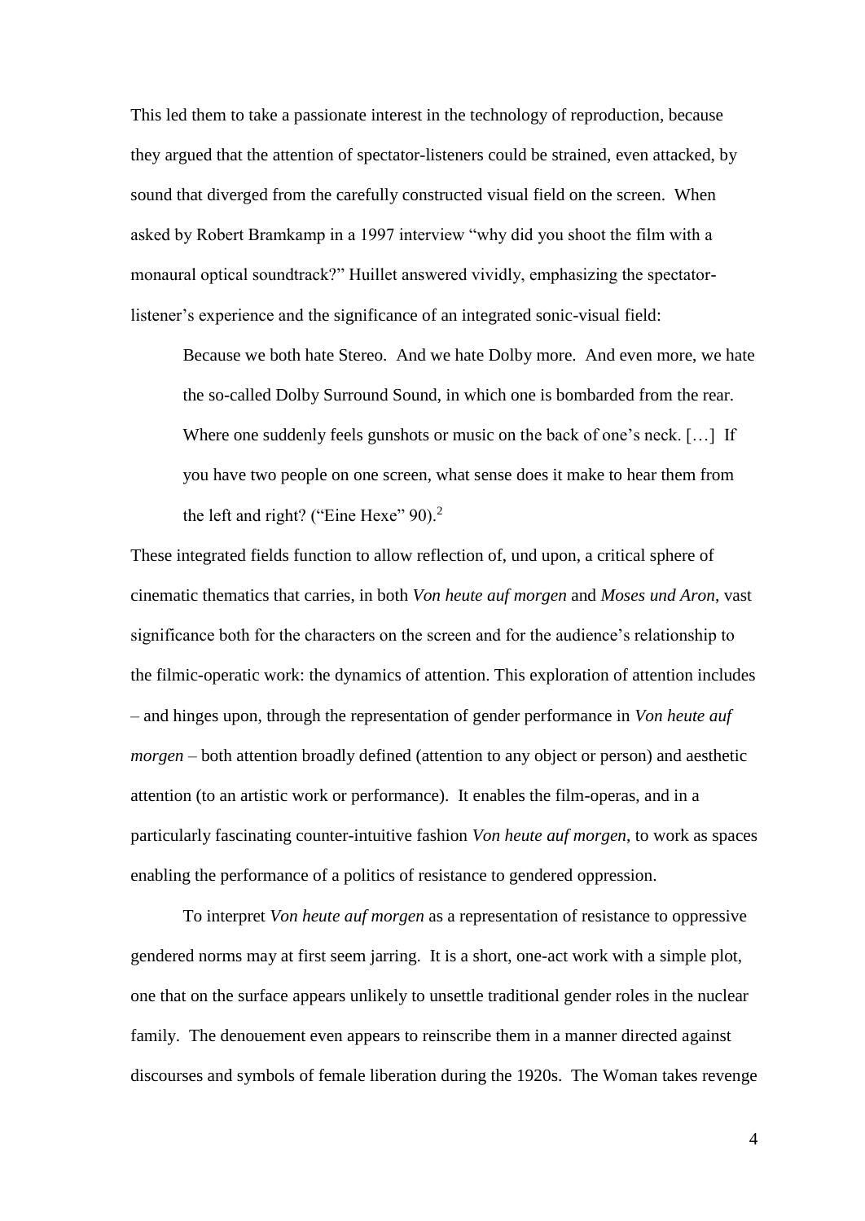This led them to take a passionate interest in the technology of reproduction, because they argued that the attention of spectator-listeners could be strained, even attacked, by sound that diverged from the carefully constructed visual field on the screen. When asked by Robert Bramkamp in a 1997 interview "why did you shoot the film with a monaural optical soundtrack?" Huillet answered vividly, emphasizing the spectator-listener's experience and the significance of an integrated sonic-visual field:

> Because we both hate Stereo. And we hate Dolby more. And even more, we hate the so-called Dolby Surround Sound, in which one is bombarded from the rear. Where one suddenly feels gunshots or music on the back of one's neck. […] If you have two people on one screen, what sense does it make to hear them from the left and right? ("Eine Hexe" 90).[2]

These integrated fields function to allow reflection of, und upon, a critical sphere of cinematic thematics that carries, in both *Von heute auf morgen* and *Moses und Aron*, vast significance both for the characters on the screen and for the audience's relationship to the filmic-operatic work: the dynamics of attention. This exploration of attention includes – and hinges upon, through the representation of gender performance in *Von heute auf morgen* – both attention broadly defined (attention to any object or person) and aesthetic attention (to an artistic work or performance). It enables the film-operas, and in a particularly fascinating counter-intuitive fashion *Von heute auf morgen*, to work as spaces enabling the performance of a politics of resistance to gendered oppression.

To interpret *Von heute auf morgen* as a representation of resistance to oppressive gendered norms may at first seem jarring. It is a short, one-act work with a simple plot, one that on the surface appears unlikely to unsettle traditional gender roles in the nuclear family. The denouement even appears to reinscribe them in a manner directed against discourses and symbols of female liberation during the 1920s. The Woman takes revenge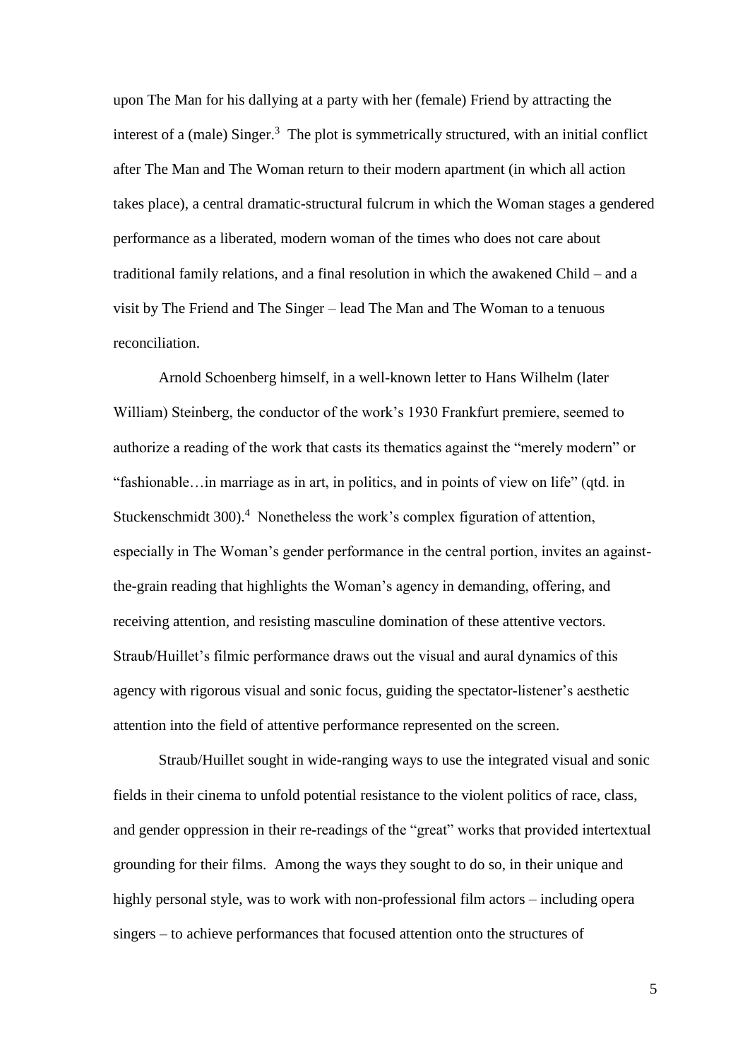upon The Man for his dallying at a party with her (female) Friend by attracting the interest of a (male) Singer.[3] The plot is symmetrically structured, with an initial conflict after The Man and The Woman return to their modern apartment (in which all action takes place), a central dramatic-structural fulcrum in which the Woman stages a gendered performance as a liberated, modern woman of the times who does not care about traditional family relations, and a final resolution in which the awakened Child – and a visit by The Friend and The Singer – lead The Man and The Woman to a tenuous reconciliation.

Arnold Schoenberg himself, in a well-known letter to Hans Wilhelm (later William) Steinberg, the conductor of the work's 1930 Frankfurt premiere, seemed to authorize a reading of the work that casts its thematics against the "merely modern" or "fashionable…in marriage as in art, in politics, and in points of view on life" (qtd. in Stuckenschmidt 300).[4] Nonetheless the work's complex figuration of attention, especially in The Woman's gender performance in the central portion, invites an against-the-grain reading that highlights the Woman's agency in demanding, offering, and receiving attention, and resisting masculine domination of these attentive vectors. Straub/Huillet's filmic performance draws out the visual and aural dynamics of this agency with rigorous visual and sonic focus, guiding the spectator-listener's aesthetic attention into the field of attentive performance represented on the screen.

Straub/Huillet sought in wide-ranging ways to use the integrated visual and sonic fields in their cinema to unfold potential resistance to the violent politics of race, class, and gender oppression in their re-readings of the "great" works that provided intertextual grounding for their films. Among the ways they sought to do so, in their unique and highly personal style, was to work with non-professional film actors – including opera singers – to achieve performances that focused attention onto the structures of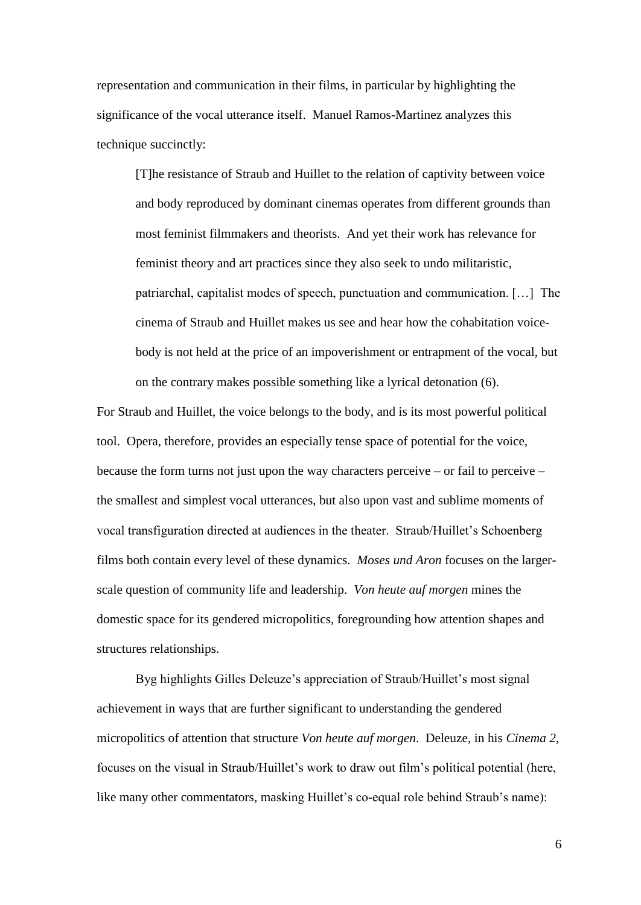representation and communication in their films, in particular by highlighting the significance of the vocal utterance itself. Manuel Ramos-Martinez analyzes this technique succinctly:

> [T]he resistance of Straub and Huillet to the relation of captivity between voice and body reproduced by dominant cinemas operates from different grounds than most feminist filmmakers and theorists. And yet their work has relevance for feminist theory and art practices since they also seek to undo militaristic, patriarchal, capitalist modes of speech, punctuation and communication. […] The cinema of Straub and Huillet makes us see and hear how the cohabitation voice-body is not held at the price of an impoverishment or entrapment of the vocal, but on the contrary makes possible something like a lyrical detonation (6).

For Straub and Huillet, the voice belongs to the body, and is its most powerful political tool. Opera, therefore, provides an especially tense space of potential for the voice, because the form turns not just upon the way characters perceive – or fail to perceive – the smallest and simplest vocal utterances, but also upon vast and sublime moments of vocal transfiguration directed at audiences in the theater. Straub/Huillet's Schoenberg films both contain every level of these dynamics. *Moses und Aron* focuses on the larger-scale question of community life and leadership. *Von heute auf morgen* mines the domestic space for its gendered micropolitics, foregrounding how attention shapes and structures relationships.

Byg highlights Gilles Deleuze's appreciation of Straub/Huillet's most signal achievement in ways that are further significant to understanding the gendered micropolitics of attention that structure *Von heute auf morgen*. Deleuze, in his *Cinema 2*, focuses on the visual in Straub/Huillet's work to draw out film's political potential (here, like many other commentators, masking Huillet's co-equal role behind Straub's name):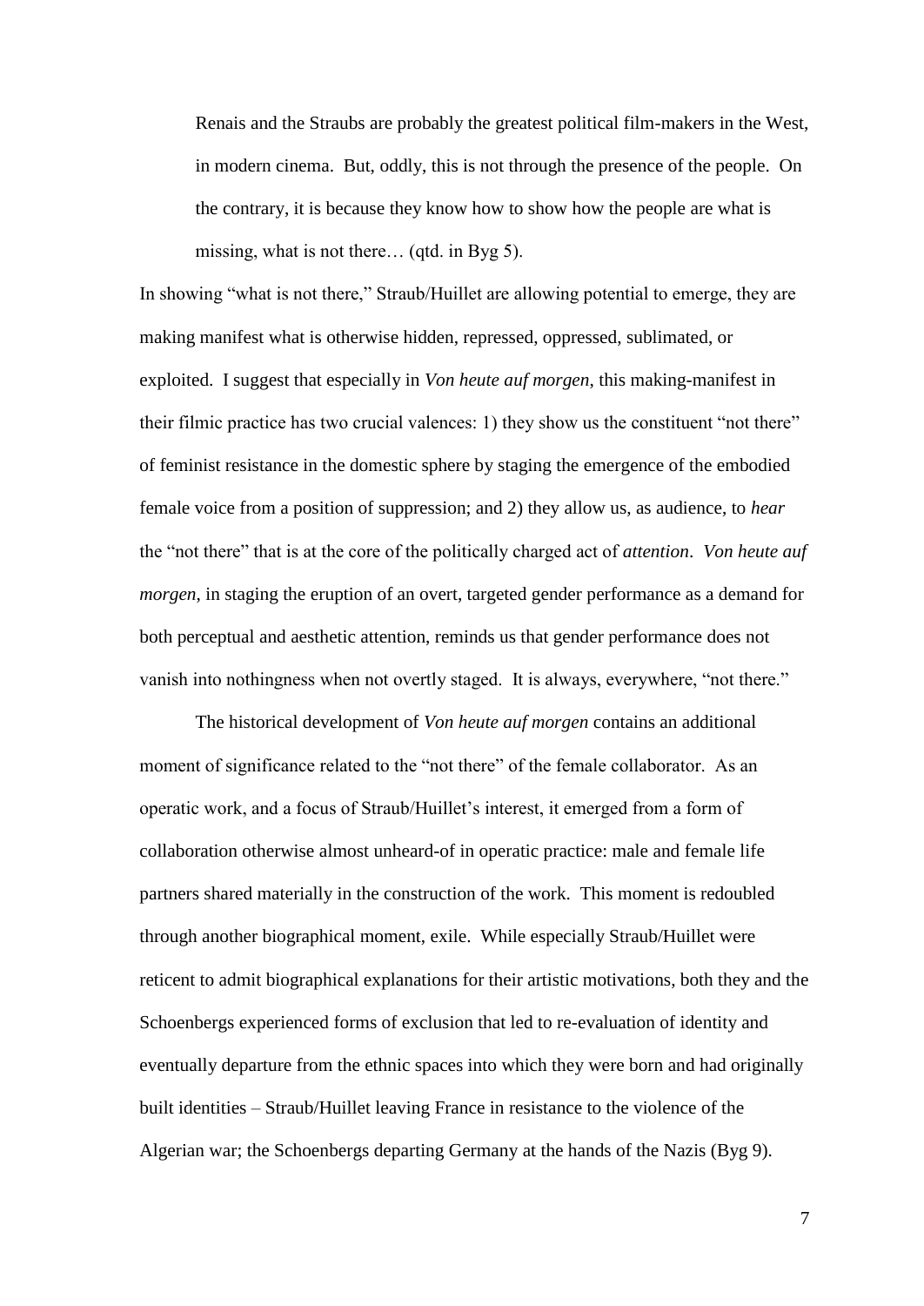> Renais and the Straubs are probably the greatest political film-makers in the West, in modern cinema. But, oddly, this is not through the presence of the people. On the contrary, it is because they know how to show how the people are what is missing, what is not there… (qtd. in Byg 5).

In showing "what is not there," Straub/Huillet are allowing potential to emerge, they are making manifest what is otherwise hidden, repressed, oppressed, sublimated, or exploited. I suggest that especially in *Von heute auf morgen*, this making-manifest in their filmic practice has two crucial valences: 1) they show us the constituent "not there" of feminist resistance in the domestic sphere by staging the emergence of the embodied female voice from a position of suppression; and 2) they allow us, as audience, to *hear* the "not there" that is at the core of the politically charged act of *attention*. *Von heute auf morgen*, in staging the eruption of an overt, targeted gender performance as a demand for both perceptual and aesthetic attention, reminds us that gender performance does not vanish into nothingness when not overtly staged. It is always, everywhere, "not there."

The historical development of *Von heute auf morgen* contains an additional moment of significance related to the "not there" of the female collaborator. As an operatic work, and a focus of Straub/Huillet's interest, it emerged from a form of collaboration otherwise almost unheard-of in operatic practice: male and female life partners shared materially in the construction of the work. This moment is redoubled through another biographical moment, exile. While especially Straub/Huillet were reticent to admit biographical explanations for their artistic motivations, both they and the Schoenbergs experienced forms of exclusion that led to re-evaluation of identity and eventually departure from the ethnic spaces into which they were born and had originally built identities – Straub/Huillet leaving France in resistance to the violence of the Algerian war; the Schoenbergs departing Germany at the hands of the Nazis (Byg 9).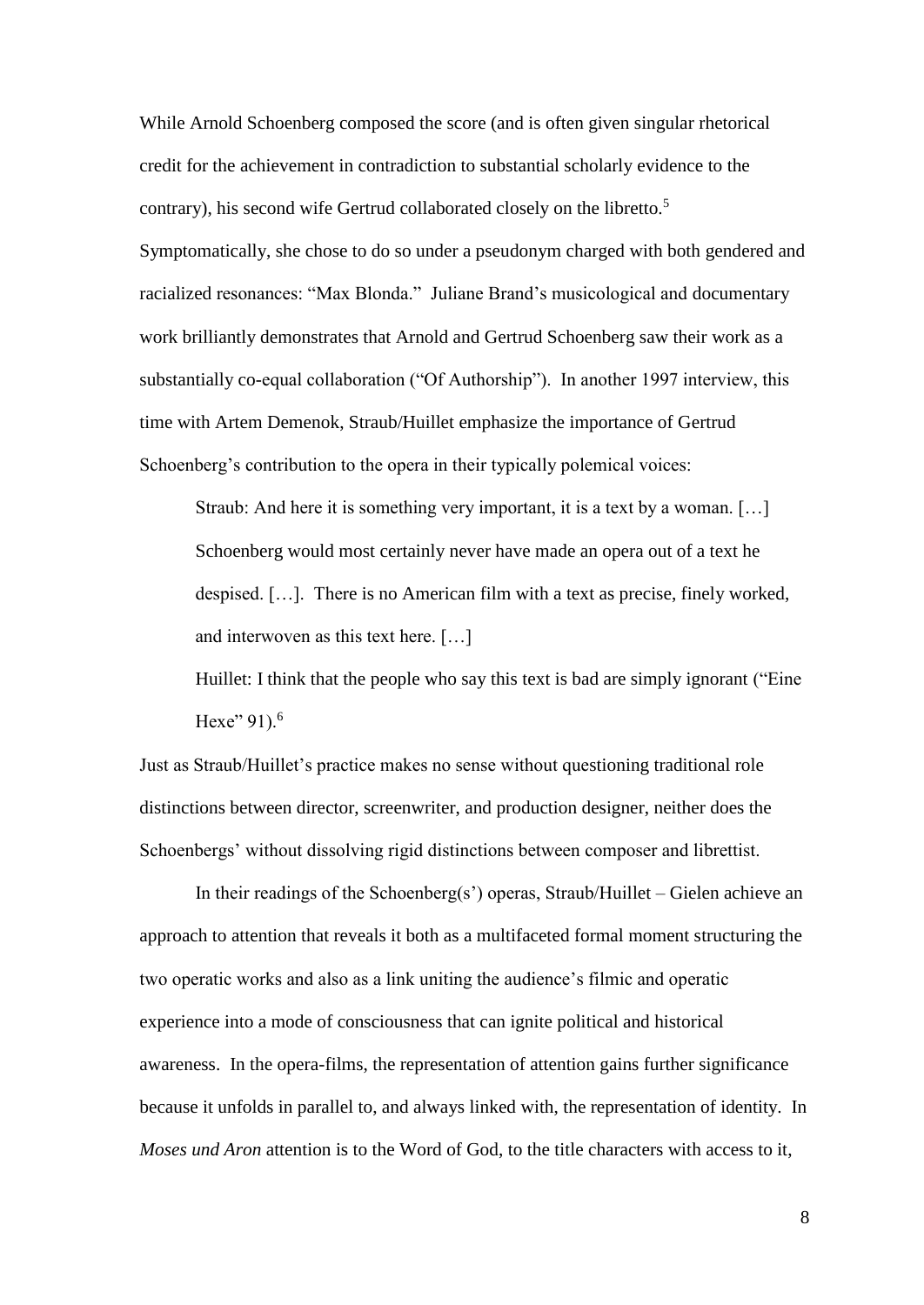While Arnold Schoenberg composed the score (and is often given singular rhetorical credit for the achievement in contradiction to substantial scholarly evidence to the contrary), his second wife Gertrud collaborated closely on the libretto.[5] Symptomatically, she chose to do so under a pseudonym charged with both gendered and racialized resonances: "Max Blonda." Juliane Brand's musicological and documentary work brilliantly demonstrates that Arnold and Gertrud Schoenberg saw their work as a substantially co-equal collaboration ("Of Authorship"). In another 1997 interview, this time with Artem Demenok, Straub/Huillet emphasize the importance of Gertrud Schoenberg's contribution to the opera in their typically polemical voices:

> Straub: And here it is something very important, it is a text by a woman. […] Schoenberg would most certainly never have made an opera out of a text he despised. […]. There is no American film with a text as precise, finely worked, and interwoven as this text here. […]
>
> Huillet: I think that the people who say this text is bad are simply ignorant ("Eine Hexe" 91).[6]

Just as Straub/Huillet's practice makes no sense without questioning traditional role distinctions between director, screenwriter, and production designer, neither does the Schoenbergs' without dissolving rigid distinctions between composer and librettist.

In their readings of the Schoenberg(s') operas, Straub/Huillet – Gielen achieve an approach to attention that reveals it both as a multifaceted formal moment structuring the two operatic works and also as a link uniting the audience's filmic and operatic experience into a mode of consciousness that can ignite political and historical awareness. In the opera-films, the representation of attention gains further significance because it unfolds in parallel to, and always linked with, the representation of identity. In *Moses und Aron* attention is to the Word of God, to the title characters with access to it,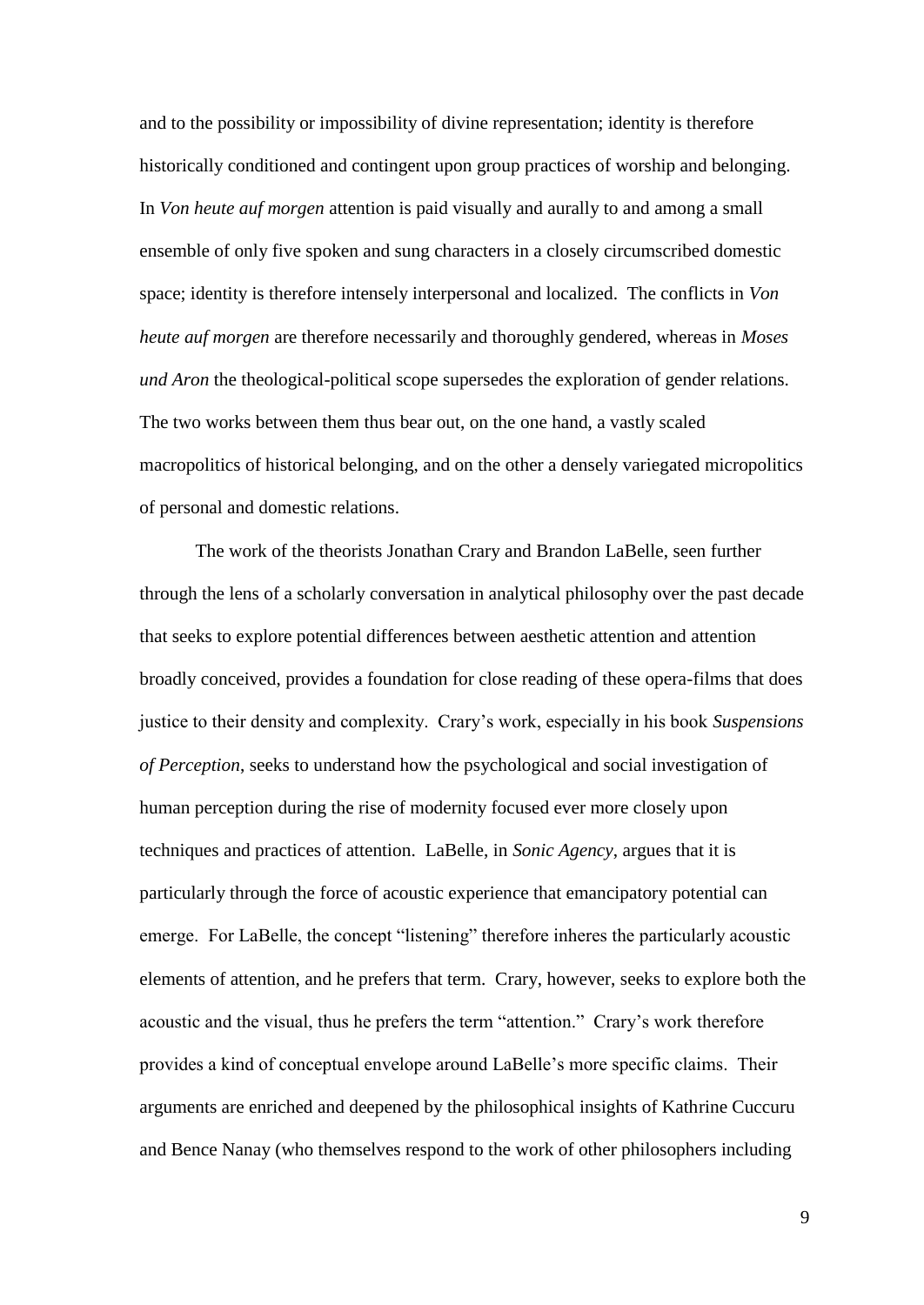and to the possibility or impossibility of divine representation; identity is therefore historically conditioned and contingent upon group practices of worship and belonging. In *Von heute auf morgen* attention is paid visually and aurally to and among a small ensemble of only five spoken and sung characters in a closely circumscribed domestic space; identity is therefore intensely interpersonal and localized. The conflicts in *Von heute auf morgen* are therefore necessarily and thoroughly gendered, whereas in *Moses und Aron* the theological-political scope supersedes the exploration of gender relations. The two works between them thus bear out, on the one hand, a vastly scaled macropolitics of historical belonging, and on the other a densely variegated micropolitics of personal and domestic relations.

The work of the theorists Jonathan Crary and Brandon LaBelle, seen further through the lens of a scholarly conversation in analytical philosophy over the past decade that seeks to explore potential differences between aesthetic attention and attention broadly conceived, provides a foundation for close reading of these opera-films that does justice to their density and complexity. Crary's work, especially in his book *Suspensions of Perception*, seeks to understand how the psychological and social investigation of human perception during the rise of modernity focused ever more closely upon techniques and practices of attention. LaBelle, in *Sonic Agency*, argues that it is particularly through the force of acoustic experience that emancipatory potential can emerge. For LaBelle, the concept "listening" therefore inheres the particularly acoustic elements of attention, and he prefers that term. Crary, however, seeks to explore both the acoustic and the visual, thus he prefers the term "attention." Crary's work therefore provides a kind of conceptual envelope around LaBelle's more specific claims. Their arguments are enriched and deepened by the philosophical insights of Kathrine Cuccuru and Bence Nanay (who themselves respond to the work of other philosophers including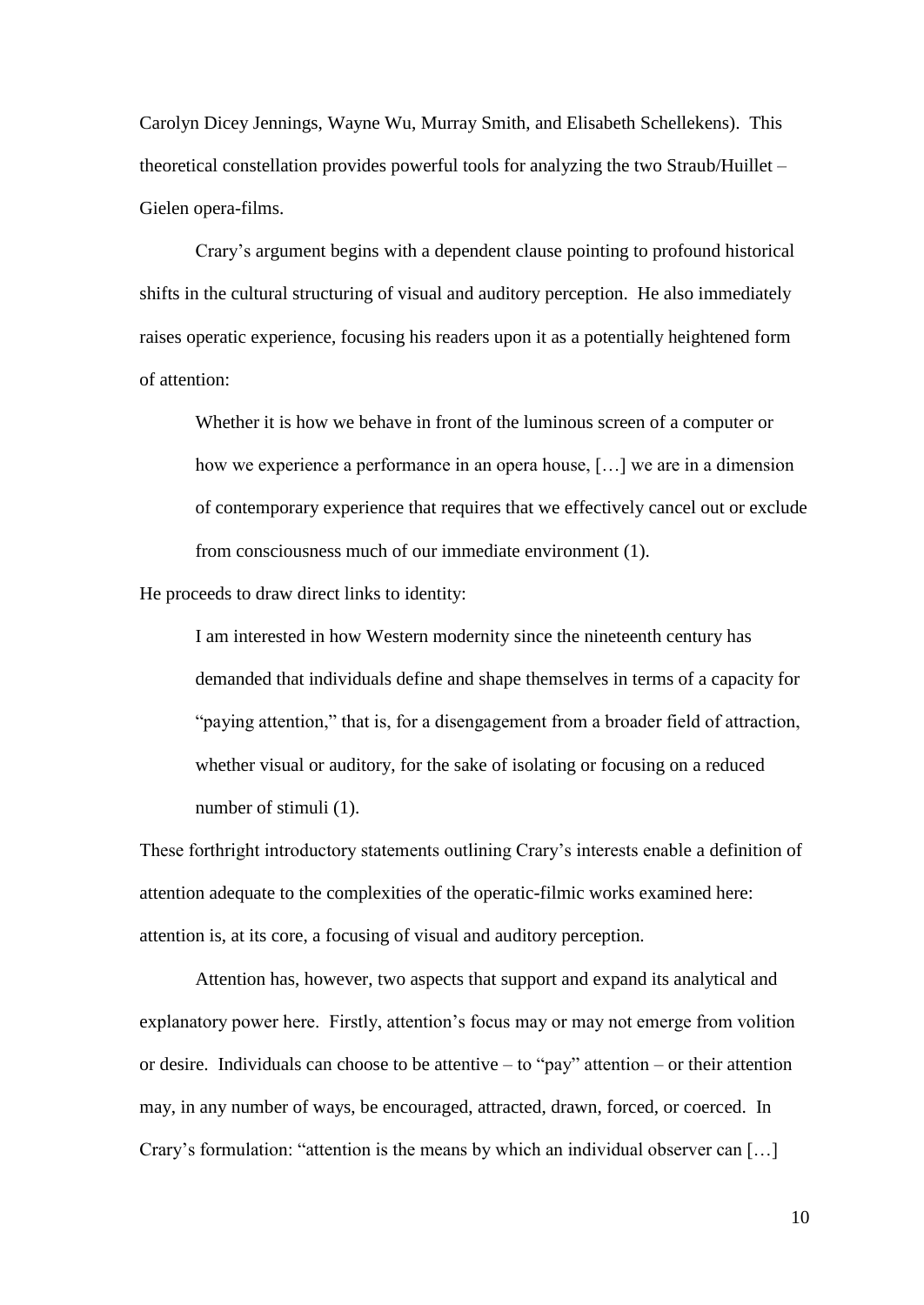Carolyn Dicey Jennings, Wayne Wu, Murray Smith, and Elisabeth Schellekens). This theoretical constellation provides powerful tools for analyzing the two Straub/Huillet – Gielen opera-films.

Crary's argument begins with a dependent clause pointing to profound historical shifts in the cultural structuring of visual and auditory perception. He also immediately raises operatic experience, focusing his readers upon it as a potentially heightened form of attention:

> Whether it is how we behave in front of the luminous screen of a computer or how we experience a performance in an opera house, […] we are in a dimension of contemporary experience that requires that we effectively cancel out or exclude from consciousness much of our immediate environment (1).

He proceeds to draw direct links to identity:

> I am interested in how Western modernity since the nineteenth century has demanded that individuals define and shape themselves in terms of a capacity for "paying attention," that is, for a disengagement from a broader field of attraction, whether visual or auditory, for the sake of isolating or focusing on a reduced number of stimuli (1).

These forthright introductory statements outlining Crary's interests enable a definition of attention adequate to the complexities of the operatic-filmic works examined here: attention is, at its core, a focusing of visual and auditory perception.

Attention has, however, two aspects that support and expand its analytical and explanatory power here. Firstly, attention's focus may or may not emerge from volition or desire. Individuals can choose to be attentive – to "pay" attention – or their attention may, in any number of ways, be encouraged, attracted, drawn, forced, or coerced. In Crary's formulation: "attention is the means by which an individual observer can […]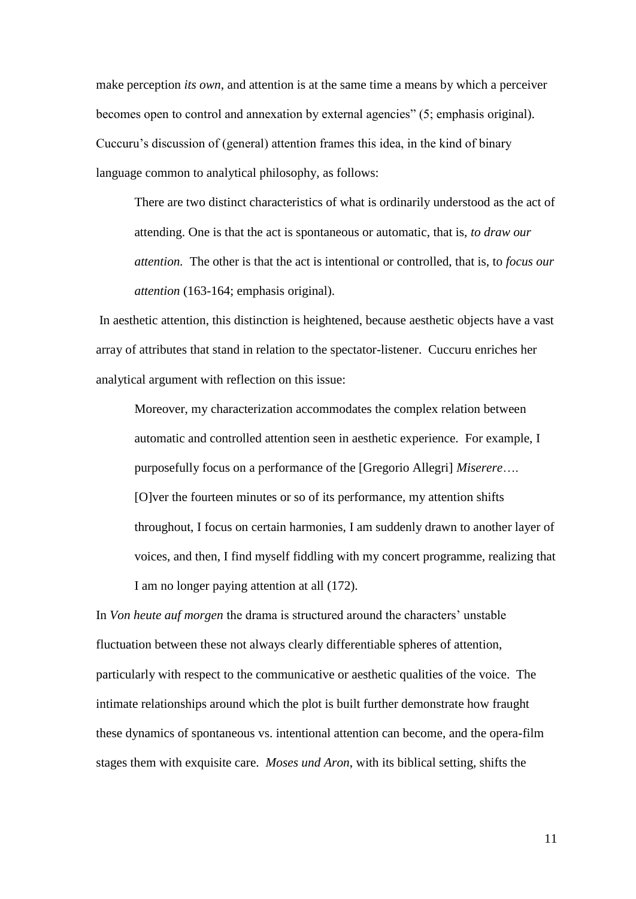make perception *its own*, and attention is at the same time a means by which a perceiver becomes open to control and annexation by external agencies" (5; emphasis original). Cuccuru's discussion of (general) attention frames this idea, in the kind of binary language common to analytical philosophy, as follows:

> There are two distinct characteristics of what is ordinarily understood as the act of attending. One is that the act is spontaneous or automatic, that is, *to draw our attention.* The other is that the act is intentional or controlled, that is, to *focus our attention* (163-164; emphasis original).

In aesthetic attention, this distinction is heightened, because aesthetic objects have a vast array of attributes that stand in relation to the spectator-listener. Cuccuru enriches her analytical argument with reflection on this issue:

> Moreover, my characterization accommodates the complex relation between automatic and controlled attention seen in aesthetic experience. For example, I purposefully focus on a performance of the [Gregorio Allegri] *Miserere*…. [O]ver the fourteen minutes or so of its performance, my attention shifts throughout, I focus on certain harmonies, I am suddenly drawn to another layer of voices, and then, I find myself fiddling with my concert programme, realizing that I am no longer paying attention at all (172).

In *Von heute auf morgen* the drama is structured around the characters' unstable fluctuation between these not always clearly differentiable spheres of attention, particularly with respect to the communicative or aesthetic qualities of the voice. The intimate relationships around which the plot is built further demonstrate how fraught these dynamics of spontaneous vs. intentional attention can become, and the opera-film stages them with exquisite care. *Moses und Aron*, with its biblical setting, shifts the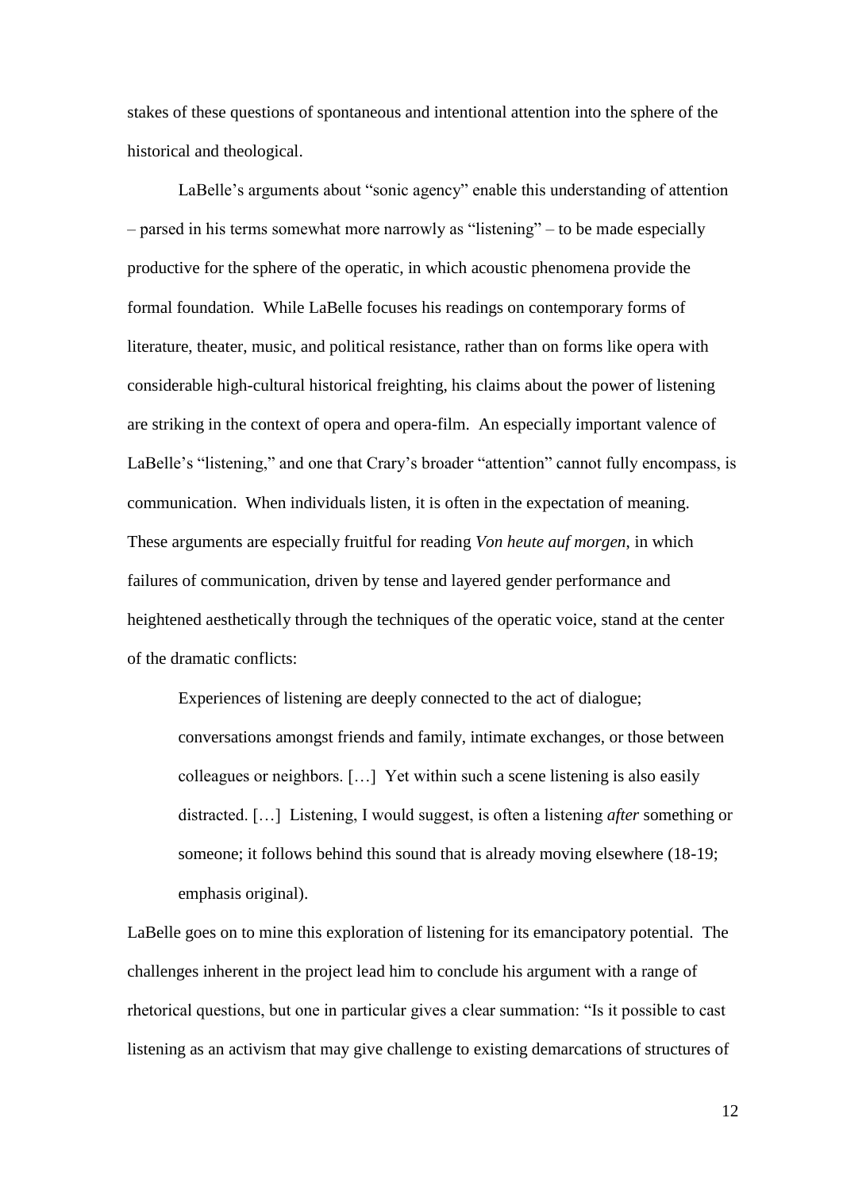stakes of these questions of spontaneous and intentional attention into the sphere of the historical and theological.

LaBelle's arguments about "sonic agency" enable this understanding of attention – parsed in his terms somewhat more narrowly as "listening" – to be made especially productive for the sphere of the operatic, in which acoustic phenomena provide the formal foundation. While LaBelle focuses his readings on contemporary forms of literature, theater, music, and political resistance, rather than on forms like opera with considerable high-cultural historical freighting, his claims about the power of listening are striking in the context of opera and opera-film. An especially important valence of LaBelle's "listening," and one that Crary's broader "attention" cannot fully encompass, is communication. When individuals listen, it is often in the expectation of meaning. These arguments are especially fruitful for reading *Von heute auf morgen*, in which failures of communication, driven by tense and layered gender performance and heightened aesthetically through the techniques of the operatic voice, stand at the center of the dramatic conflicts:

> Experiences of listening are deeply connected to the act of dialogue; conversations amongst friends and family, intimate exchanges, or those between colleagues or neighbors. […] Yet within such a scene listening is also easily distracted. […] Listening, I would suggest, is often a listening *after* something or someone; it follows behind this sound that is already moving elsewhere (18-19; emphasis original).

LaBelle goes on to mine this exploration of listening for its emancipatory potential. The challenges inherent in the project lead him to conclude his argument with a range of rhetorical questions, but one in particular gives a clear summation: "Is it possible to cast listening as an activism that may give challenge to existing demarcations of structures of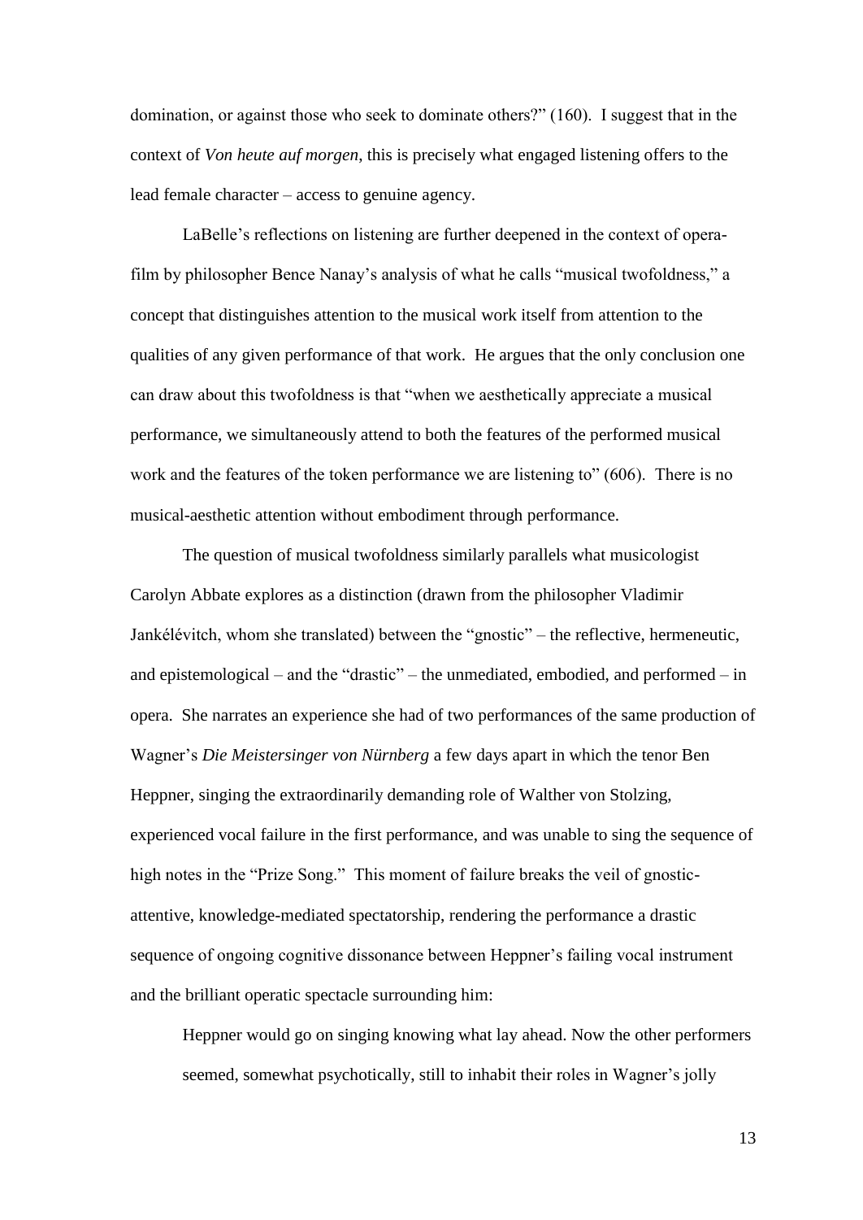domination, or against those who seek to dominate others?" (160). I suggest that in the context of *Von heute auf morgen*, this is precisely what engaged listening offers to the lead female character – access to genuine agency.

LaBelle's reflections on listening are further deepened in the context of opera-film by philosopher Bence Nanay's analysis of what he calls "musical twofoldness," a concept that distinguishes attention to the musical work itself from attention to the qualities of any given performance of that work. He argues that the only conclusion one can draw about this twofoldness is that "when we aesthetically appreciate a musical performance, we simultaneously attend to both the features of the performed musical work and the features of the token performance we are listening to" (606). There is no musical-aesthetic attention without embodiment through performance.

The question of musical twofoldness similarly parallels what musicologist Carolyn Abbate explores as a distinction (drawn from the philosopher Vladimir Jankélévitch, whom she translated) between the "gnostic" – the reflective, hermeneutic, and epistemological – and the "drastic" – the unmediated, embodied, and performed – in opera. She narrates an experience she had of two performances of the same production of Wagner's *Die Meistersinger von Nürnberg* a few days apart in which the tenor Ben Heppner, singing the extraordinarily demanding role of Walther von Stolzing, experienced vocal failure in the first performance, and was unable to sing the sequence of high notes in the "Prize Song." This moment of failure breaks the veil of gnostic-attentive, knowledge-mediated spectatorship, rendering the performance a drastic sequence of ongoing cognitive dissonance between Heppner's failing vocal instrument and the brilliant operatic spectacle surrounding him:

> Heppner would go on singing knowing what lay ahead. Now the other performers seemed, somewhat psychotically, still to inhabit their roles in Wagner's jolly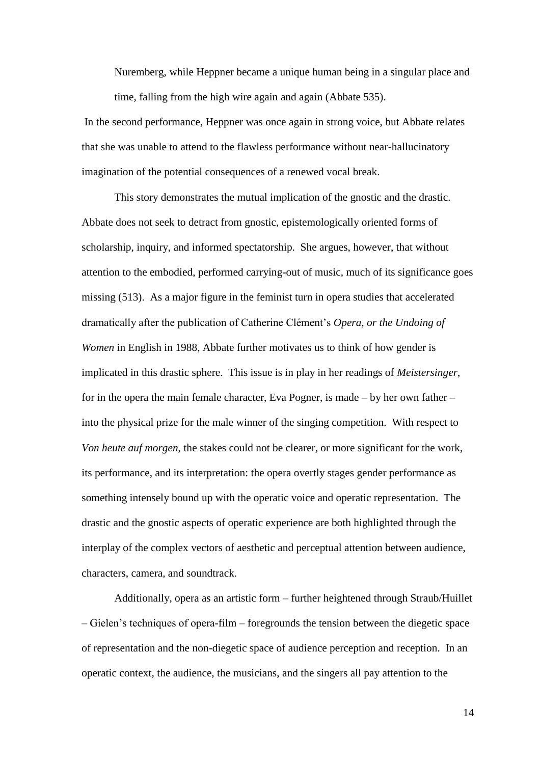> Nuremberg, while Heppner became a unique human being in a singular place and time, falling from the high wire again and again (Abbate 535).

In the second performance, Heppner was once again in strong voice, but Abbate relates that she was unable to attend to the flawless performance without near-hallucinatory imagination of the potential consequences of a renewed vocal break.

This story demonstrates the mutual implication of the gnostic and the drastic. Abbate does not seek to detract from gnostic, epistemologically oriented forms of scholarship, inquiry, and informed spectatorship. She argues, however, that without attention to the embodied, performed carrying-out of music, much of its significance goes missing (513). As a major figure in the feminist turn in opera studies that accelerated dramatically after the publication of Catherine Clément's *Opera, or the Undoing of Women* in English in 1988, Abbate further motivates us to think of how gender is implicated in this drastic sphere. This issue is in play in her readings of *Meistersinger*, for in the opera the main female character, Eva Pogner, is made – by her own father – into the physical prize for the male winner of the singing competition. With respect to *Von heute auf morgen*, the stakes could not be clearer, or more significant for the work, its performance, and its interpretation: the opera overtly stages gender performance as something intensely bound up with the operatic voice and operatic representation. The drastic and the gnostic aspects of operatic experience are both highlighted through the interplay of the complex vectors of aesthetic and perceptual attention between audience, characters, camera, and soundtrack.

Additionally, opera as an artistic form – further heightened through Straub/Huillet – Gielen's techniques of opera-film – foregrounds the tension between the diegetic space of representation and the non-diegetic space of audience perception and reception. In an operatic context, the audience, the musicians, and the singers all pay attention to the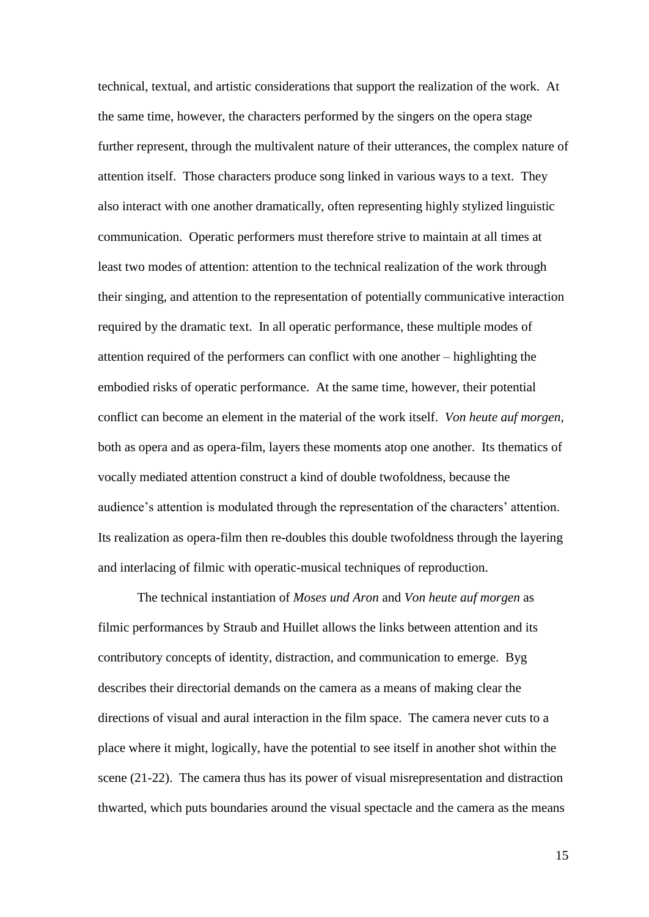technical, textual, and artistic considerations that support the realization of the work. At the same time, however, the characters performed by the singers on the opera stage further represent, through the multivalent nature of their utterances, the complex nature of attention itself. Those characters produce song linked in various ways to a text. They also interact with one another dramatically, often representing highly stylized linguistic communication. Operatic performers must therefore strive to maintain at all times at least two modes of attention: attention to the technical realization of the work through their singing, and attention to the representation of potentially communicative interaction required by the dramatic text. In all operatic performance, these multiple modes of attention required of the performers can conflict with one another – highlighting the embodied risks of operatic performance. At the same time, however, their potential conflict can become an element in the material of the work itself. *Von heute auf morgen*, both as opera and as opera-film, layers these moments atop one another. Its thematics of vocally mediated attention construct a kind of double twofoldness, because the audience's attention is modulated through the representation of the characters' attention. Its realization as opera-film then re-doubles this double twofoldness through the layering and interlacing of filmic with operatic-musical techniques of reproduction.

The technical instantiation of *Moses und Aron* and *Von heute auf morgen* as filmic performances by Straub and Huillet allows the links between attention and its contributory concepts of identity, distraction, and communication to emerge. Byg describes their directorial demands on the camera as a means of making clear the directions of visual and aural interaction in the film space. The camera never cuts to a place where it might, logically, have the potential to see itself in another shot within the scene (21-22). The camera thus has its power of visual misrepresentation and distraction thwarted, which puts boundaries around the visual spectacle and the camera as the means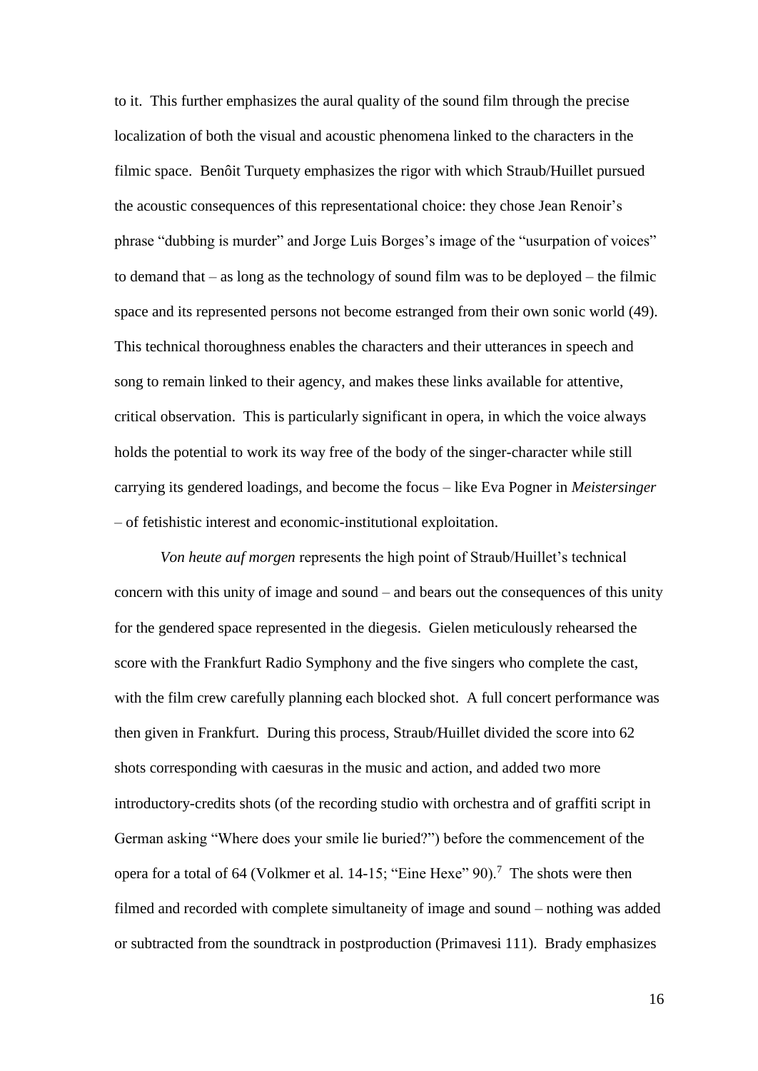to it. This further emphasizes the aural quality of the sound film through the precise localization of both the visual and acoustic phenomena linked to the characters in the filmic space. Benôit Turquety emphasizes the rigor with which Straub/Huillet pursued the acoustic consequences of this representational choice: they chose Jean Renoir's phrase "dubbing is murder" and Jorge Luis Borges's image of the "usurpation of voices" to demand that – as long as the technology of sound film was to be deployed – the filmic space and its represented persons not become estranged from their own sonic world (49). This technical thoroughness enables the characters and their utterances in speech and song to remain linked to their agency, and makes these links available for attentive, critical observation. This is particularly significant in opera, in which the voice always holds the potential to work its way free of the body of the singer-character while still carrying its gendered loadings, and become the focus – like Eva Pogner in *Meistersinger* – of fetishistic interest and economic-institutional exploitation.

*Von heute auf morgen* represents the high point of Straub/Huillet's technical concern with this unity of image and sound – and bears out the consequences of this unity for the gendered space represented in the diegesis. Gielen meticulously rehearsed the score with the Frankfurt Radio Symphony and the five singers who complete the cast, with the film crew carefully planning each blocked shot. A full concert performance was then given in Frankfurt. During this process, Straub/Huillet divided the score into 62 shots corresponding with caesuras in the music and action, and added two more introductory-credits shots (of the recording studio with orchestra and of graffiti script in German asking "Where does your smile lie buried?") before the commencement of the opera for a total of 64 (Volkmer et al. 14-15; "Eine Hexe" 90).[7] The shots were then filmed and recorded with complete simultaneity of image and sound – nothing was added or subtracted from the soundtrack in postproduction (Primavesi 111). Brady emphasizes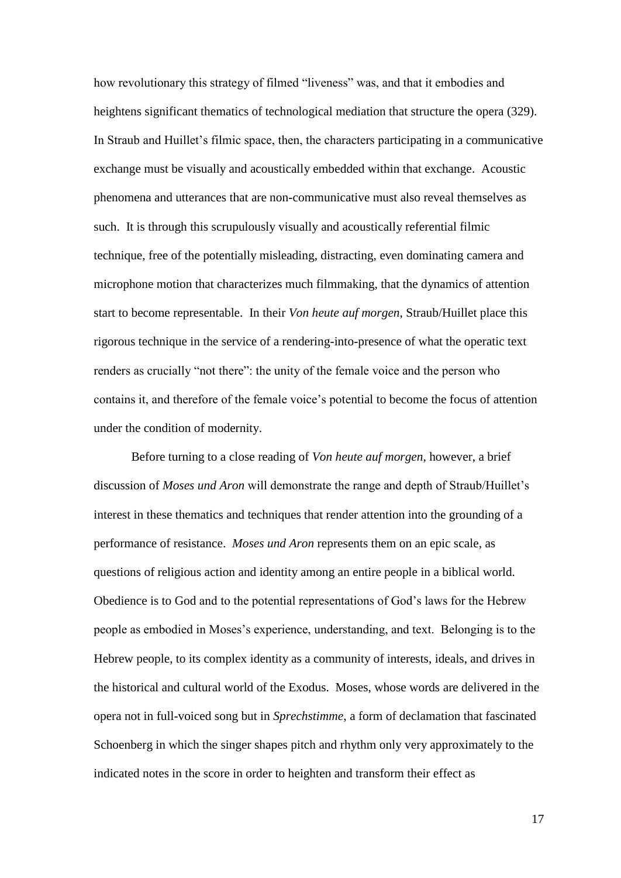how revolutionary this strategy of filmed "liveness" was, and that it embodies and heightens significant thematics of technological mediation that structure the opera (329). In Straub and Huillet's filmic space, then, the characters participating in a communicative exchange must be visually and acoustically embedded within that exchange. Acoustic phenomena and utterances that are non-communicative must also reveal themselves as such. It is through this scrupulously visually and acoustically referential filmic technique, free of the potentially misleading, distracting, even dominating camera and microphone motion that characterizes much filmmaking, that the dynamics of attention start to become representable. In their *Von heute auf morgen*, Straub/Huillet place this rigorous technique in the service of a rendering-into-presence of what the operatic text renders as crucially "not there": the unity of the female voice and the person who contains it, and therefore of the female voice's potential to become the focus of attention under the condition of modernity.

Before turning to a close reading of *Von heute auf morgen*, however, a brief discussion of *Moses und Aron* will demonstrate the range and depth of Straub/Huillet's interest in these thematics and techniques that render attention into the grounding of a performance of resistance. *Moses und Aron* represents them on an epic scale, as questions of religious action and identity among an entire people in a biblical world. Obedience is to God and to the potential representations of God's laws for the Hebrew people as embodied in Moses's experience, understanding, and text. Belonging is to the Hebrew people, to its complex identity as a community of interests, ideals, and drives in the historical and cultural world of the Exodus. Moses, whose words are delivered in the opera not in full-voiced song but in *Sprechstimme*, a form of declamation that fascinated Schoenberg in which the singer shapes pitch and rhythm only very approximately to the indicated notes in the score in order to heighten and transform their effect as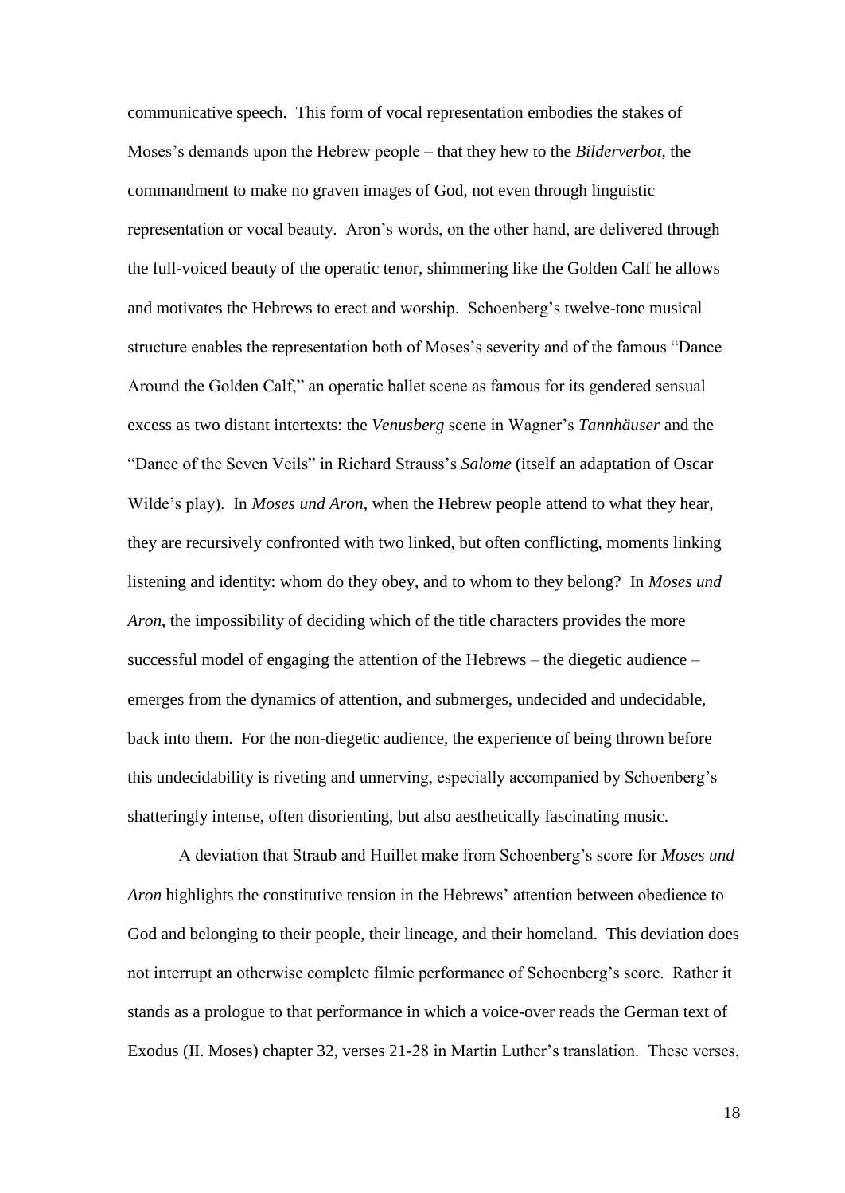communicative speech. This form of vocal representation embodies the stakes of Moses's demands upon the Hebrew people – that they hew to the *Bilderverbot*, the commandment to make no graven images of God, not even through linguistic representation or vocal beauty. Aron's words, on the other hand, are delivered through the full-voiced beauty of the operatic tenor, shimmering like the Golden Calf he allows and motivates the Hebrews to erect and worship. Schoenberg's twelve-tone musical structure enables the representation both of Moses's severity and of the famous "Dance Around the Golden Calf," an operatic ballet scene as famous for its gendered sensual excess as two distant intertexts: the *Venusberg* scene in Wagner's *Tannhäuser* and the "Dance of the Seven Veils" in Richard Strauss's *Salome* (itself an adaptation of Oscar Wilde's play). In *Moses und Aron*, when the Hebrew people attend to what they hear, they are recursively confronted with two linked, but often conflicting, moments linking listening and identity: whom do they obey, and to whom to they belong? In *Moses und Aron*, the impossibility of deciding which of the title characters provides the more successful model of engaging the attention of the Hebrews – the diegetic audience – emerges from the dynamics of attention, and submerges, undecided and undecidable, back into them. For the non-diegetic audience, the experience of being thrown before this undecidability is riveting and unnerving, especially accompanied by Schoenberg's shatteringly intense, often disorienting, but also aesthetically fascinating music.

A deviation that Straub and Huillet make from Schoenberg's score for *Moses und Aron* highlights the constitutive tension in the Hebrews' attention between obedience to God and belonging to their people, their lineage, and their homeland. This deviation does not interrupt an otherwise complete filmic performance of Schoenberg's score. Rather it stands as a prologue to that performance in which a voice-over reads the German text of Exodus (II. Moses) chapter 32, verses 21-28 in Martin Luther's translation. These verses,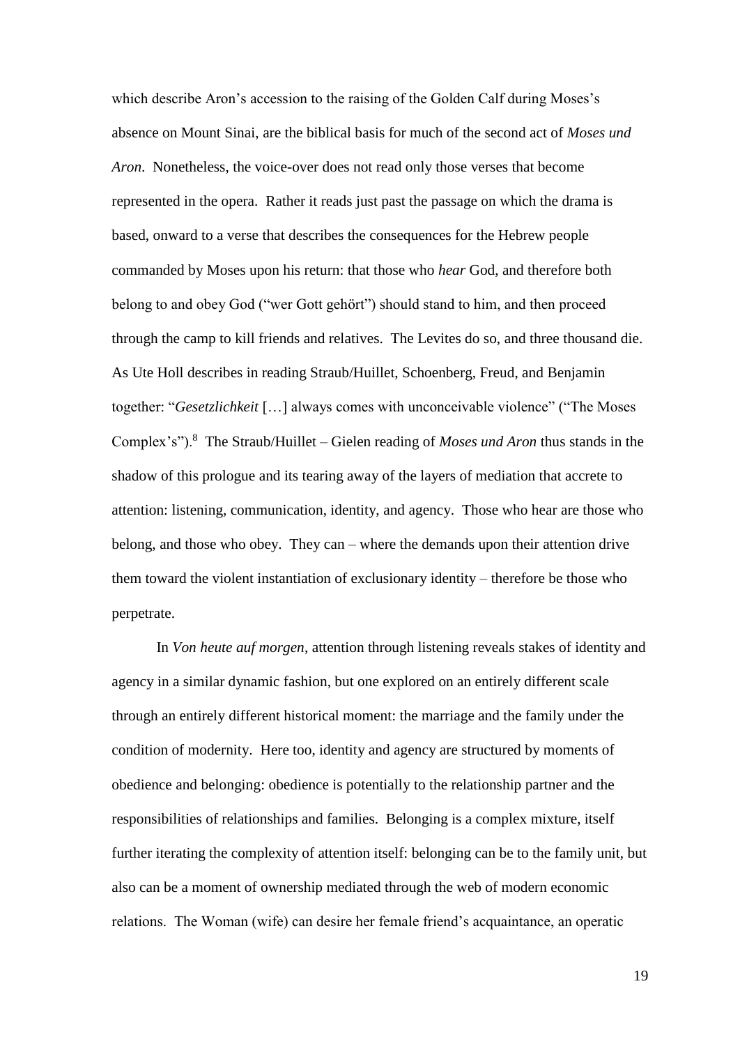which describe Aron's accession to the raising of the Golden Calf during Moses's absence on Mount Sinai, are the biblical basis for much of the second act of *Moses und Aron*. Nonetheless, the voice-over does not read only those verses that become represented in the opera. Rather it reads just past the passage on which the drama is based, onward to a verse that describes the consequences for the Hebrew people commanded by Moses upon his return: that those who *hear* God, and therefore both belong to and obey God ("wer Gott gehört") should stand to him, and then proceed through the camp to kill friends and relatives. The Levites do so, and three thousand die. As Ute Holl describes in reading Straub/Huillet, Schoenberg, Freud, and Benjamin together: "*Gesetzlichkeit* […] always comes with unconceivable violence" ("The Moses Complex's").[8] The Straub/Huillet – Gielen reading of *Moses und Aron* thus stands in the shadow of this prologue and its tearing away of the layers of mediation that accrete to attention: listening, communication, identity, and agency. Those who hear are those who belong, and those who obey. They can – where the demands upon their attention drive them toward the violent instantiation of exclusionary identity – therefore be those who perpetrate.

In *Von heute auf morgen*, attention through listening reveals stakes of identity and agency in a similar dynamic fashion, but one explored on an entirely different scale through an entirely different historical moment: the marriage and the family under the condition of modernity. Here too, identity and agency are structured by moments of obedience and belonging: obedience is potentially to the relationship partner and the responsibilities of relationships and families. Belonging is a complex mixture, itself further iterating the complexity of attention itself: belonging can be to the family unit, but also can be a moment of ownership mediated through the web of modern economic relations. The Woman (wife) can desire her female friend's acquaintance, an operatic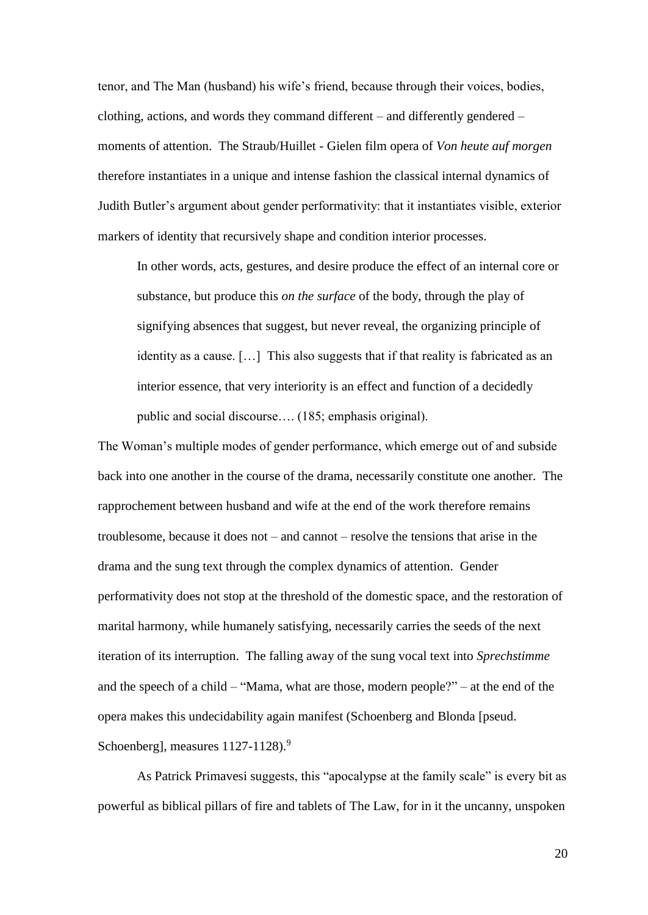tenor, and The Man (husband) his wife's friend, because through their voices, bodies, clothing, actions, and words they command different – and differently gendered – moments of attention. The Straub/Huillet - Gielen film opera of *Von heute auf morgen* therefore instantiates in a unique and intense fashion the classical internal dynamics of Judith Butler's argument about gender performativity: that it instantiates visible, exterior markers of identity that recursively shape and condition interior processes.

> In other words, acts, gestures, and desire produce the effect of an internal core or substance, but produce this *on the surface* of the body, through the play of signifying absences that suggest, but never reveal, the organizing principle of identity as a cause. […] This also suggests that if that reality is fabricated as an interior essence, that very interiority is an effect and function of a decidedly public and social discourse…. (185; emphasis original).

The Woman's multiple modes of gender performance, which emerge out of and subside back into one another in the course of the drama, necessarily constitute one another. The rapprochement between husband and wife at the end of the work therefore remains troublesome, because it does not – and cannot – resolve the tensions that arise in the drama and the sung text through the complex dynamics of attention. Gender performativity does not stop at the threshold of the domestic space, and the restoration of marital harmony, while humanely satisfying, necessarily carries the seeds of the next iteration of its interruption. The falling away of the sung vocal text into *Sprechstimme* and the speech of a child – "Mama, what are those, modern people?" – at the end of the opera makes this undecidability again manifest (Schoenberg and Blonda [pseud. Schoenberg], measures 1127-1128).[9]

As Patrick Primavesi suggests, this "apocalypse at the family scale" is every bit as powerful as biblical pillars of fire and tablets of The Law, for in it the uncanny, unspoken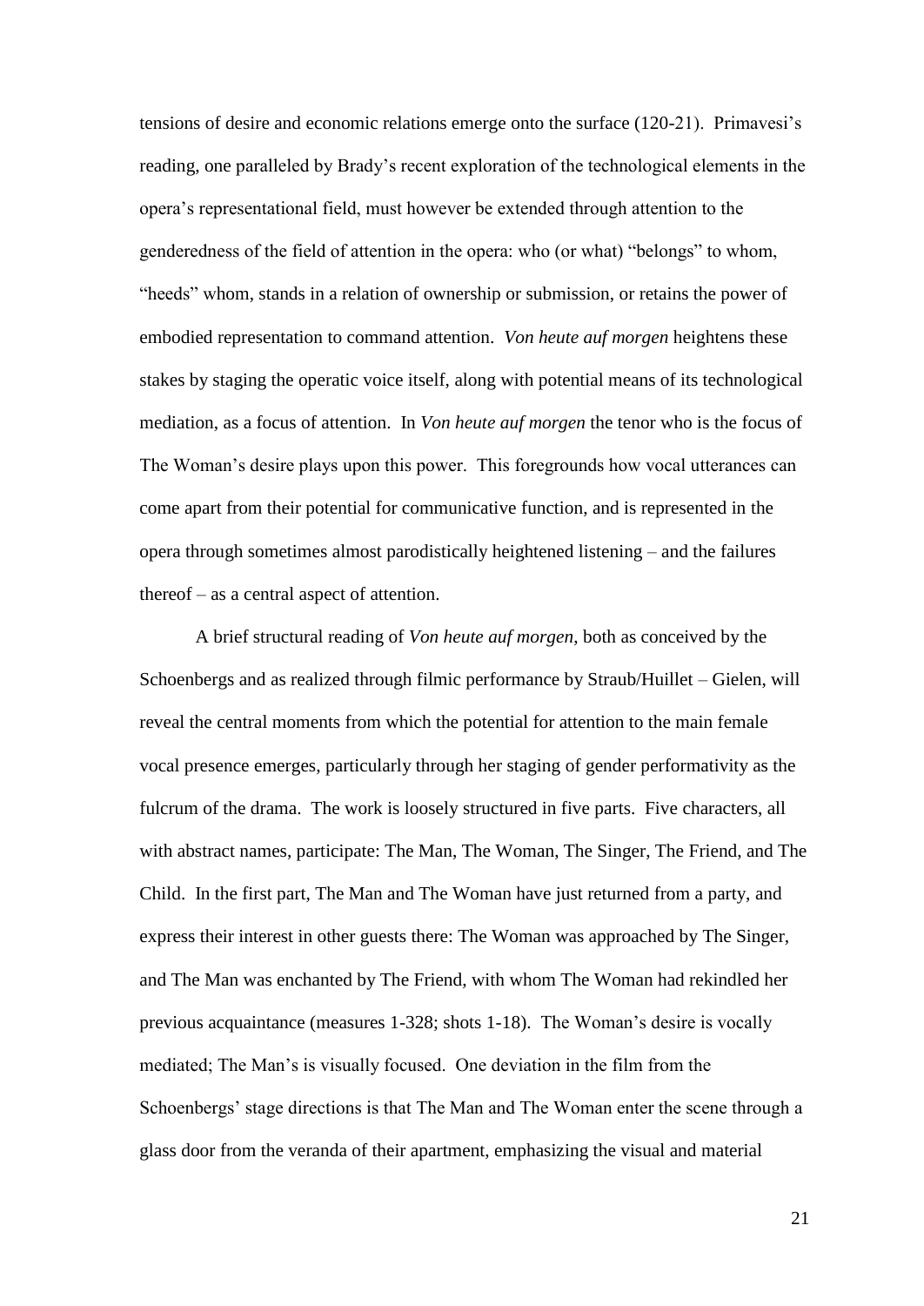tensions of desire and economic relations emerge onto the surface (120-21). Primavesi's reading, one paralleled by Brady's recent exploration of the technological elements in the opera's representational field, must however be extended through attention to the genderedness of the field of attention in the opera: who (or what) "belongs" to whom, "heeds" whom, stands in a relation of ownership or submission, or retains the power of embodied representation to command attention. *Von heute auf morgen* heightens these stakes by staging the operatic voice itself, along with potential means of its technological mediation, as a focus of attention. In *Von heute auf morgen* the tenor who is the focus of The Woman's desire plays upon this power. This foregrounds how vocal utterances can come apart from their potential for communicative function, and is represented in the opera through sometimes almost parodistically heightened listening – and the failures thereof – as a central aspect of attention.

A brief structural reading of *Von heute auf morgen*, both as conceived by the Schoenbergs and as realized through filmic performance by Straub/Huillet – Gielen, will reveal the central moments from which the potential for attention to the main female vocal presence emerges, particularly through her staging of gender performativity as the fulcrum of the drama. The work is loosely structured in five parts. Five characters, all with abstract names, participate: The Man, The Woman, The Singer, The Friend, and The Child. In the first part, The Man and The Woman have just returned from a party, and express their interest in other guests there: The Woman was approached by The Singer, and The Man was enchanted by The Friend, with whom The Woman had rekindled her previous acquaintance (measures 1-328; shots 1-18). The Woman's desire is vocally mediated; The Man's is visually focused. One deviation in the film from the Schoenbergs' stage directions is that The Man and The Woman enter the scene through a glass door from the veranda of their apartment, emphasizing the visual and material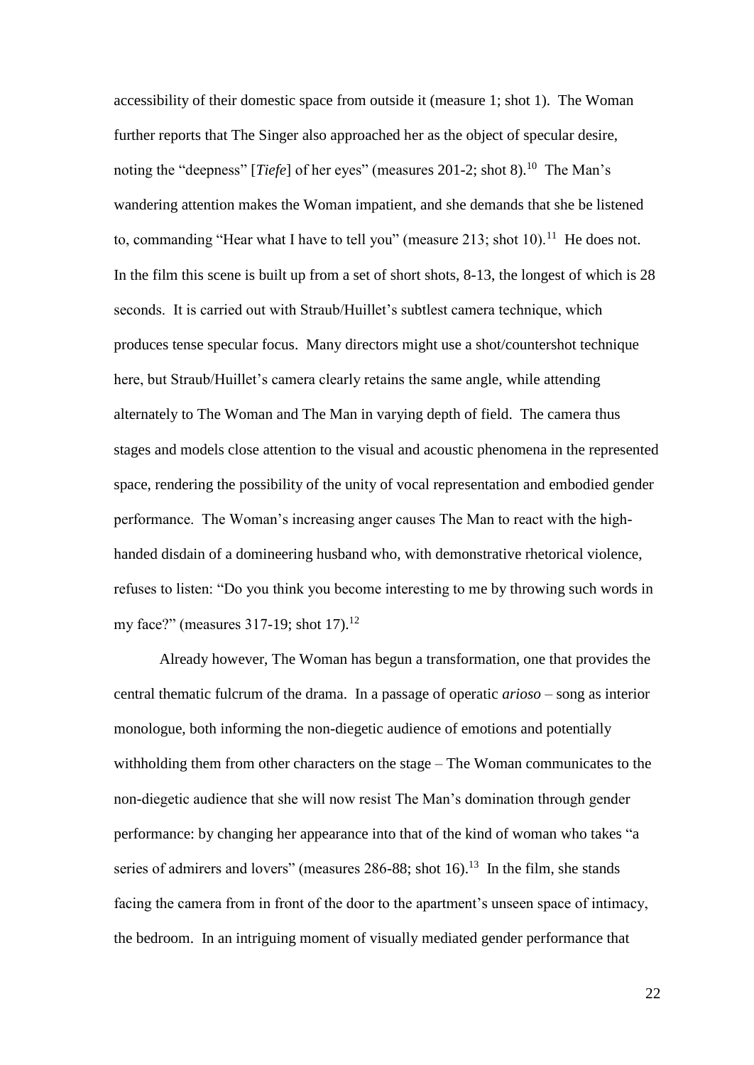accessibility of their domestic space from outside it (measure 1; shot 1). The Woman further reports that The Singer also approached her as the object of specular desire, noting the "deepness" [*Tiefe*] of her eyes" (measures 201-2; shot 8).[10] The Man's wandering attention makes the Woman impatient, and she demands that she be listened to, commanding "Hear what I have to tell you" (measure 213; shot 10).[11] He does not. In the film this scene is built up from a set of short shots, 8-13, the longest of which is 28 seconds. It is carried out with Straub/Huillet's subtlest camera technique, which produces tense specular focus. Many directors might use a shot/countershot technique here, but Straub/Huillet's camera clearly retains the same angle, while attending alternately to The Woman and The Man in varying depth of field. The camera thus stages and models close attention to the visual and acoustic phenomena in the represented space, rendering the possibility of the unity of vocal representation and embodied gender performance. The Woman's increasing anger causes The Man to react with the high-handed disdain of a domineering husband who, with demonstrative rhetorical violence, refuses to listen: "Do you think you become interesting to me by throwing such words in my face?" (measures 317-19; shot 17).[12]

Already however, The Woman has begun a transformation, one that provides the central thematic fulcrum of the drama. In a passage of operatic *arioso* – song as interior monologue, both informing the non-diegetic audience of emotions and potentially withholding them from other characters on the stage – The Woman communicates to the non-diegetic audience that she will now resist The Man's domination through gender performance: by changing her appearance into that of the kind of woman who takes "a series of admirers and lovers" (measures 286-88; shot 16).[13] In the film, she stands facing the camera from in front of the door to the apartment's unseen space of intimacy, the bedroom. In an intriguing moment of visually mediated gender performance that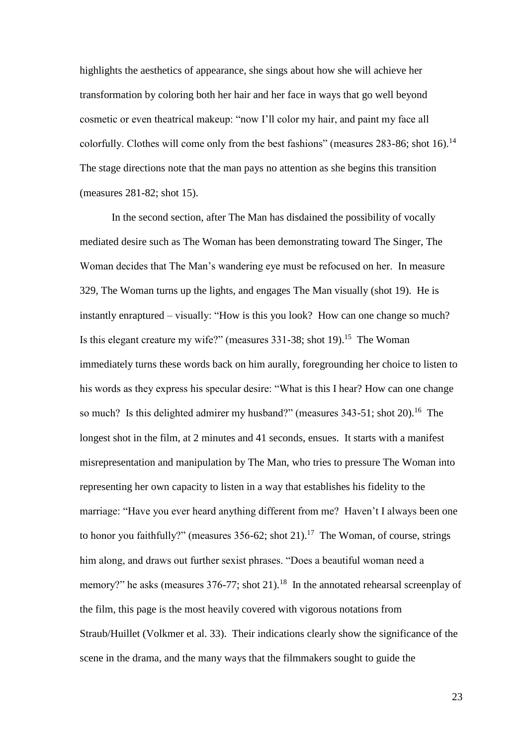highlights the aesthetics of appearance, she sings about how she will achieve her transformation by coloring both her hair and her face in ways that go well beyond cosmetic or even theatrical makeup: "now I'll color my hair, and paint my face all colorfully. Clothes will come only from the best fashions" (measures 283-86; shot 16).[14] The stage directions note that the man pays no attention as she begins this transition (measures 281-82; shot 15).

In the second section, after The Man has disdained the possibility of vocally mediated desire such as The Woman has been demonstrating toward The Singer, The Woman decides that The Man's wandering eye must be refocused on her. In measure 329, The Woman turns up the lights, and engages The Man visually (shot 19). He is instantly enraptured – visually: "How is this you look? How can one change so much? Is this elegant creature my wife?" (measures 331-38; shot 19).[15] The Woman immediately turns these words back on him aurally, foregrounding her choice to listen to his words as they express his specular desire: "What is this I hear? How can one change so much? Is this delighted admirer my husband?" (measures 343-51; shot 20).[16] The longest shot in the film, at 2 minutes and 41 seconds, ensues. It starts with a manifest misrepresentation and manipulation by The Man, who tries to pressure The Woman into representing her own capacity to listen in a way that establishes his fidelity to the marriage: "Have you ever heard anything different from me? Haven't I always been one to honor you faithfully?" (measures 356-62; shot 21).[17] The Woman, of course, strings him along, and draws out further sexist phrases. "Does a beautiful woman need a memory?" he asks (measures 376-77; shot 21).[18] In the annotated rehearsal screenplay of the film, this page is the most heavily covered with vigorous notations from Straub/Huillet (Volkmer et al. 33). Their indications clearly show the significance of the scene in the drama, and the many ways that the filmmakers sought to guide the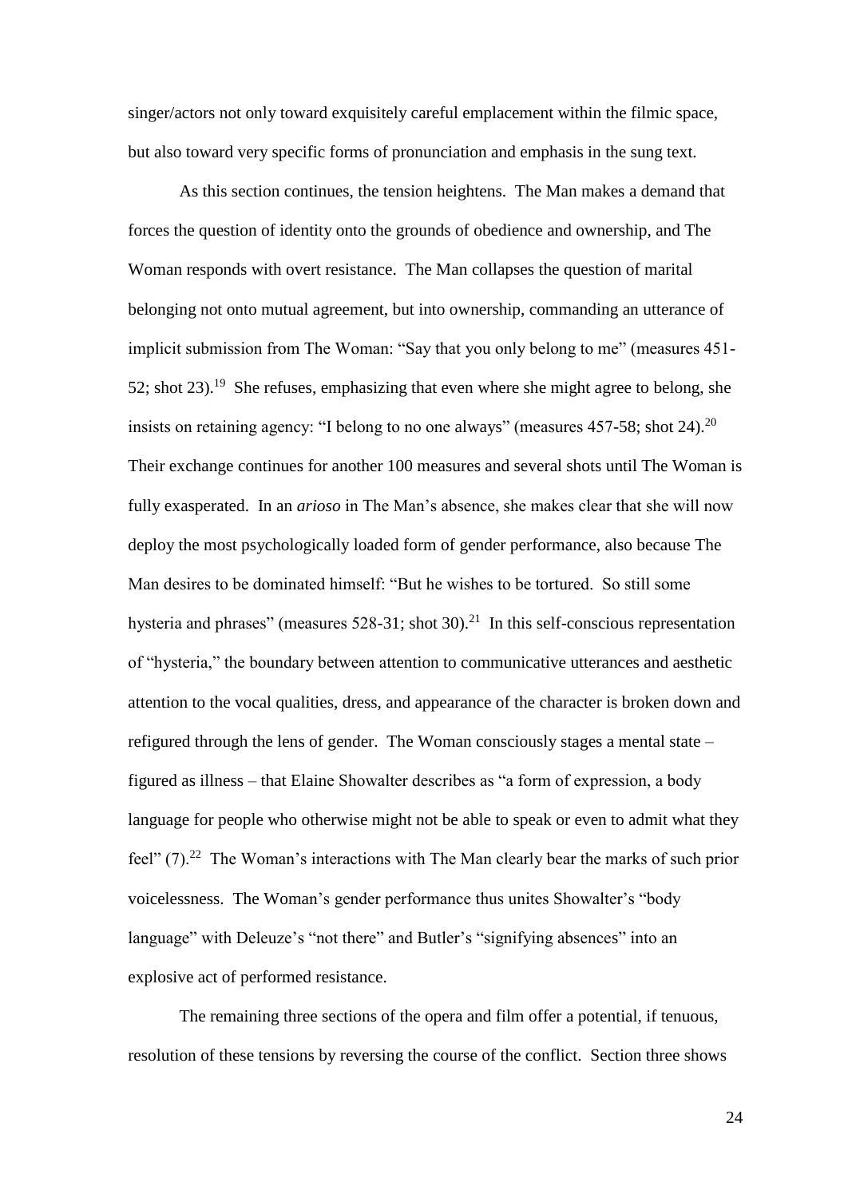singer/actors not only toward exquisitely careful emplacement within the filmic space, but also toward very specific forms of pronunciation and emphasis in the sung text.

As this section continues, the tension heightens. The Man makes a demand that forces the question of identity onto the grounds of obedience and ownership, and The Woman responds with overt resistance. The Man collapses the question of marital belonging not onto mutual agreement, but into ownership, commanding an utterance of implicit submission from The Woman: "Say that you only belong to me" (measures 451-52; shot 23).[19] She refuses, emphasizing that even where she might agree to belong, she insists on retaining agency: "I belong to no one always" (measures 457-58; shot 24).[20] Their exchange continues for another 100 measures and several shots until The Woman is fully exasperated. In an *arioso* in The Man's absence, she makes clear that she will now deploy the most psychologically loaded form of gender performance, also because The Man desires to be dominated himself: "But he wishes to be tortured. So still some hysteria and phrases" (measures 528-31; shot 30).[21] In this self-conscious representation of "hysteria," the boundary between attention to communicative utterances and aesthetic attention to the vocal qualities, dress, and appearance of the character is broken down and refigured through the lens of gender. The Woman consciously stages a mental state – figured as illness – that Elaine Showalter describes as "a form of expression, a body language for people who otherwise might not be able to speak or even to admit what they feel" (7).[22] The Woman's interactions with The Man clearly bear the marks of such prior voicelessness. The Woman's gender performance thus unites Showalter's "body language" with Deleuze's "not there" and Butler's "signifying absences" into an explosive act of performed resistance.

The remaining three sections of the opera and film offer a potential, if tenuous, resolution of these tensions by reversing the course of the conflict. Section three shows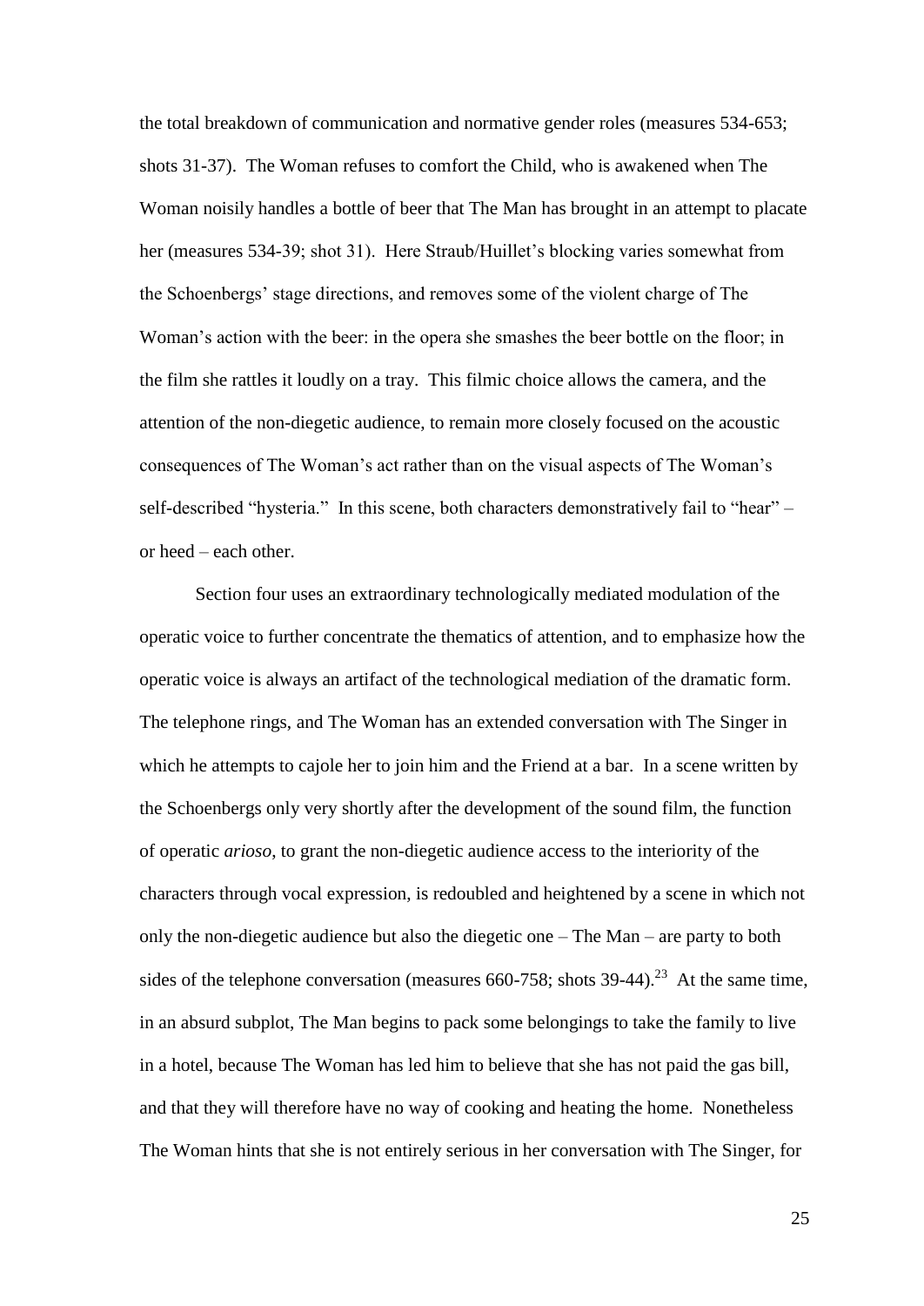the total breakdown of communication and normative gender roles (measures 534-653; shots 31-37). The Woman refuses to comfort the Child, who is awakened when The Woman noisily handles a bottle of beer that The Man has brought in an attempt to placate her (measures 534-39; shot 31). Here Straub/Huillet's blocking varies somewhat from the Schoenbergs' stage directions, and removes some of the violent charge of The Woman's action with the beer: in the opera she smashes the beer bottle on the floor; in the film she rattles it loudly on a tray. This filmic choice allows the camera, and the attention of the non-diegetic audience, to remain more closely focused on the acoustic consequences of The Woman's act rather than on the visual aspects of The Woman's self-described "hysteria." In this scene, both characters demonstratively fail to "hear" – or heed – each other.

Section four uses an extraordinary technologically mediated modulation of the operatic voice to further concentrate the thematics of attention, and to emphasize how the operatic voice is always an artifact of the technological mediation of the dramatic form. The telephone rings, and The Woman has an extended conversation with The Singer in which he attempts to cajole her to join him and the Friend at a bar. In a scene written by the Schoenbergs only very shortly after the development of the sound film, the function of operatic *arioso*, to grant the non-diegetic audience access to the interiority of the characters through vocal expression, is redoubled and heightened by a scene in which not only the non-diegetic audience but also the diegetic one – The Man – are party to both sides of the telephone conversation (measures 660-758; shots 39-44).[23] At the same time, in an absurd subplot, The Man begins to pack some belongings to take the family to live in a hotel, because The Woman has led him to believe that she has not paid the gas bill, and that they will therefore have no way of cooking and heating the home. Nonetheless The Woman hints that she is not entirely serious in her conversation with The Singer, for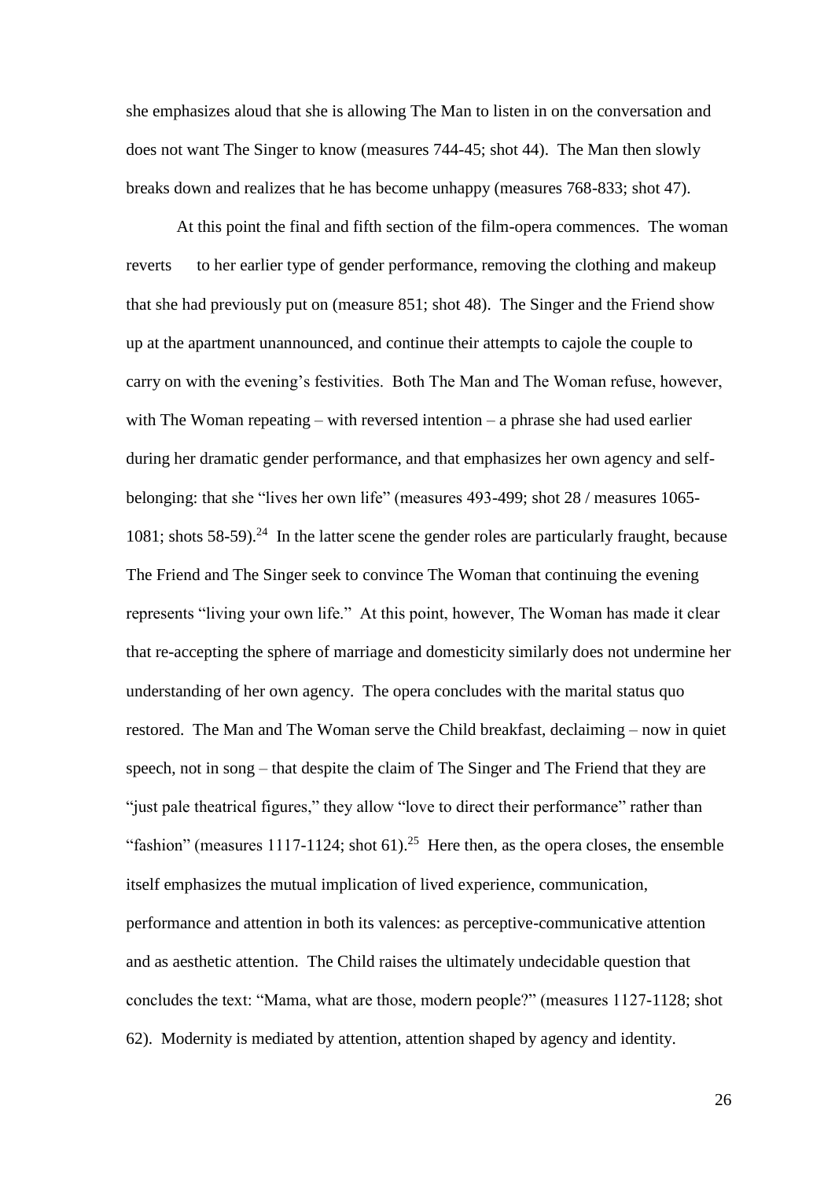she emphasizes aloud that she is allowing The Man to listen in on the conversation and does not want The Singer to know (measures 744-45; shot 44). The Man then slowly breaks down and realizes that he has become unhappy (measures 768-833; shot 47).

At this point the final and fifth section of the film-opera commences. The woman reverts to her earlier type of gender performance, removing the clothing and makeup that she had previously put on (measure 851; shot 48). The Singer and the Friend show up at the apartment unannounced, and continue their attempts to cajole the couple to carry on with the evening's festivities. Both The Man and The Woman refuse, however, with The Woman repeating – with reversed intention – a phrase she had used earlier during her dramatic gender performance, and that emphasizes her own agency and self-belonging: that she "lives her own life" (measures 493-499; shot 28 / measures 1065-1081; shots 58-59).[24] In the latter scene the gender roles are particularly fraught, because The Friend and The Singer seek to convince The Woman that continuing the evening represents "living your own life." At this point, however, The Woman has made it clear that re-accepting the sphere of marriage and domesticity similarly does not undermine her understanding of her own agency. The opera concludes with the marital status quo restored. The Man and The Woman serve the Child breakfast, declaiming – now in quiet speech, not in song – that despite the claim of The Singer and The Friend that they are "just pale theatrical figures," they allow "love to direct their performance" rather than "fashion" (measures 1117-1124; shot 61).[25] Here then, as the opera closes, the ensemble itself emphasizes the mutual implication of lived experience, communication, performance and attention in both its valences: as perceptive-communicative attention and as aesthetic attention. The Child raises the ultimately undecidable question that concludes the text: "Mama, what are those, modern people?" (measures 1127-1128; shot 62). Modernity is mediated by attention, attention shaped by agency and identity.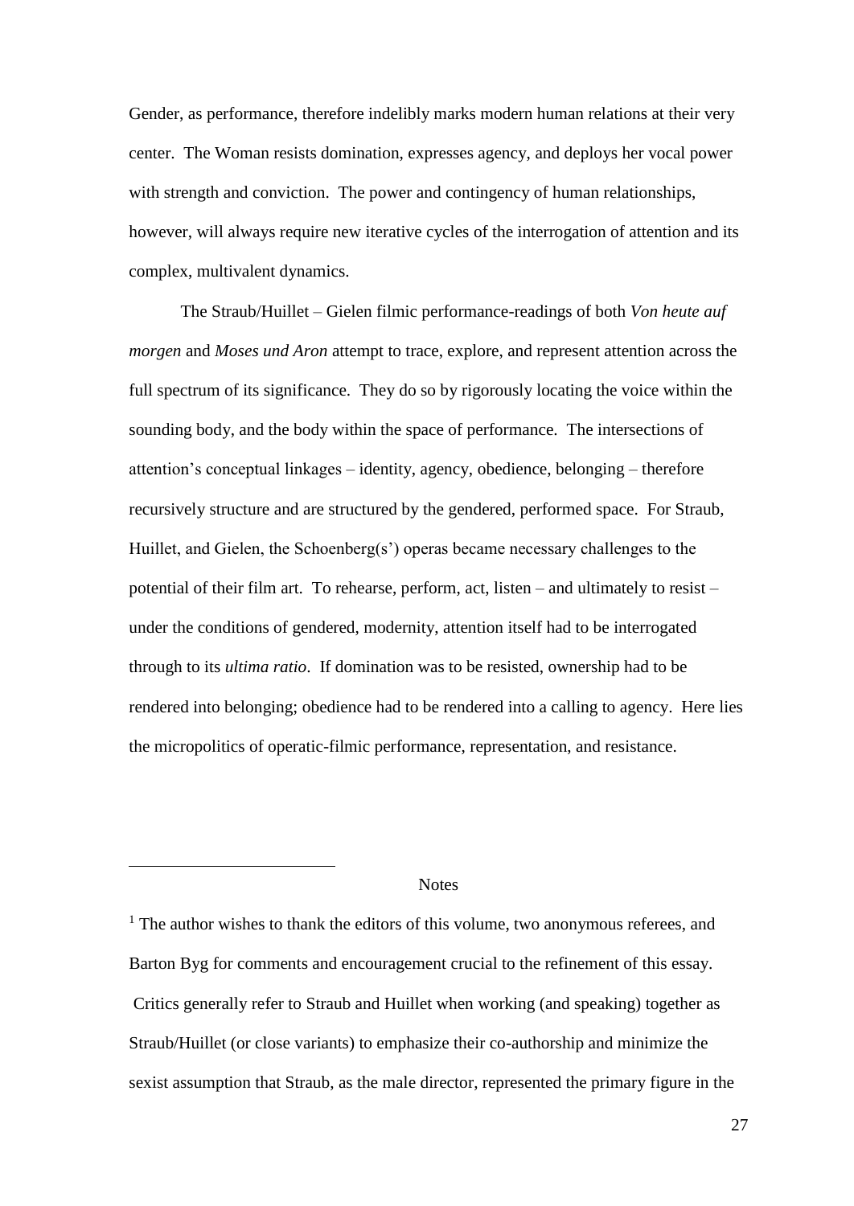Gender, as performance, therefore indelibly marks modern human relations at their very center. The Woman resists domination, expresses agency, and deploys her vocal power with strength and conviction. The power and contingency of human relationships, however, will always require new iterative cycles of the interrogation of attention and its complex, multivalent dynamics.

The Straub/Huillet – Gielen filmic performance-readings of both *Von heute auf morgen* and *Moses und Aron* attempt to trace, explore, and represent attention across the full spectrum of its significance. They do so by rigorously locating the voice within the sounding body, and the body within the space of performance. The intersections of attention's conceptual linkages – identity, agency, obedience, belonging – therefore recursively structure and are structured by the gendered, performed space. For Straub, Huillet, and Gielen, the Schoenberg(s') operas became necessary challenges to the potential of their film art. To rehearse, perform, act, listen – and ultimately to resist – under the conditions of gendered, modernity, attention itself had to be interrogated through to its *ultima ratio*. If domination was to be resisted, ownership had to be rendered into belonging; obedience had to be rendered into a calling to agency. Here lies the micropolitics of operatic-filmic performance, representation, and resistance.

Notes

[1] The author wishes to thank the editors of this volume, two anonymous referees, and Barton Byg for comments and encouragement crucial to the refinement of this essay. Critics generally refer to Straub and Huillet when working (and speaking) together as Straub/Huillet (or close variants) to emphasize their co-authorship and minimize the sexist assumption that Straub, as the male director, represented the primary figure in the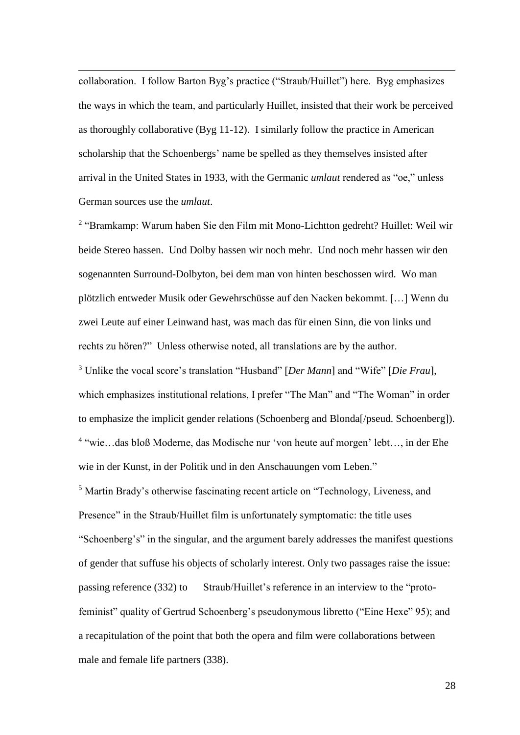collaboration. I follow Barton Byg's practice ("Straub/Huillet") here. Byg emphasizes the ways in which the team, and particularly Huillet, insisted that their work be perceived as thoroughly collaborative (Byg 11-12). I similarly follow the practice in American scholarship that the Schoenbergs' name be spelled as they themselves insisted after arrival in the United States in 1933, with the Germanic *umlaut* rendered as "oe," unless German sources use the *umlaut*.

[2] "Bramkamp: Warum haben Sie den Film mit Mono-Lichtton gedreht? Huillet: Weil wir beide Stereo hassen. Und Dolby hassen wir noch mehr. Und noch mehr hassen wir den sogenannten Surround-Dolbyton, bei dem man von hinten beschossen wird. Wo man plötzlich entweder Musik oder Gewehrschüsse auf den Nacken bekommt. […] Wenn du zwei Leute auf einer Leinwand hast, was mach das für einen Sinn, die von links und rechts zu hören?" Unless otherwise noted, all translations are by the author.

[3] Unlike the vocal score's translation "Husband" [*Der Mann*] and "Wife" [*Die Frau*], which emphasizes institutional relations, I prefer "The Man" and "The Woman" in order to emphasize the implicit gender relations (Schoenberg and Blonda[/pseud. Schoenberg]).

[4] "wie…das bloß Moderne, das Modische nur 'von heute auf morgen' lebt…, in der Ehe wie in der Kunst, in der Politik und in den Anschauungen vom Leben."

[5] Martin Brady's otherwise fascinating recent article on "Technology, Liveness, and Presence" in the Straub/Huillet film is unfortunately symptomatic: the title uses "Schoenberg's" in the singular, and the argument barely addresses the manifest questions of gender that suffuse his objects of scholarly interest. Only two passages raise the issue: passing reference (332) to Straub/Huillet's reference in an interview to the "proto-feminist" quality of Gertrud Schoenberg's pseudonymous libretto ("Eine Hexe" 95); and a recapitulation of the point that both the opera and film were collaborations between male and female life partners (338).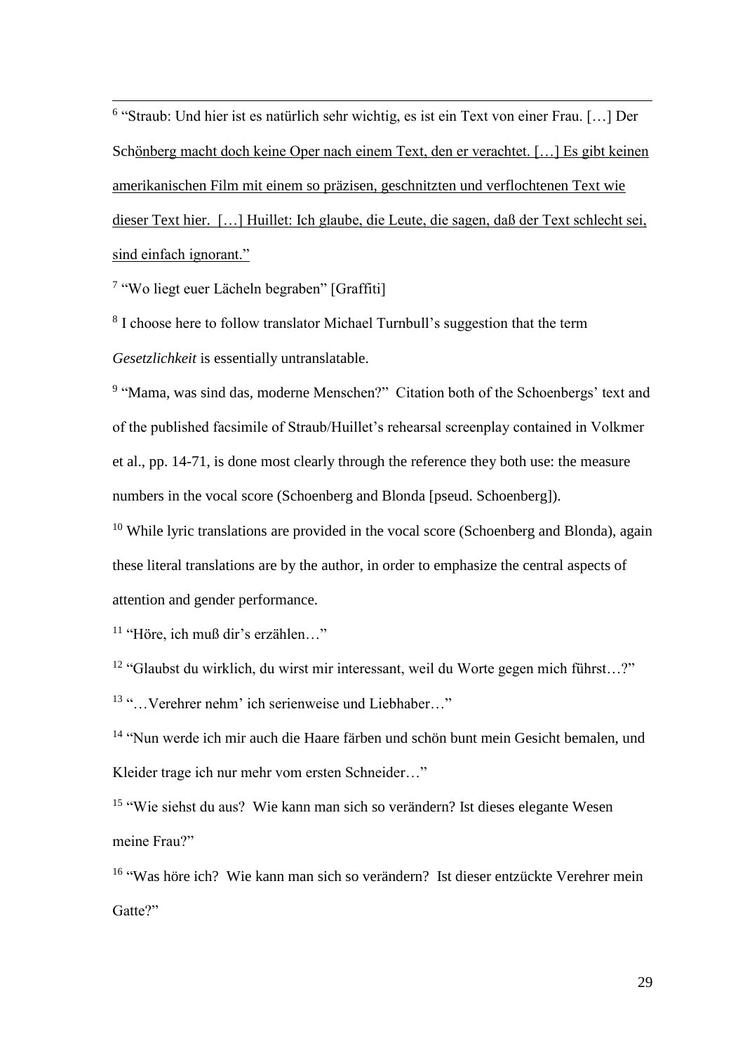[6] "Straub: Und hier ist es natürlich sehr wichtig, es ist ein Text von einer Frau. […] Der Schönberg macht doch keine Oper nach einem Text, den er verachtet. […] Es gibt keinen amerikanischen Film mit einem so präzisen, geschnitzten und verflochtenen Text wie dieser Text hier. […] Huillet: Ich glaube, die Leute, die sagen, daß der Text schlecht sei, sind einfach ignorant."

[7] "Wo liegt euer Lächeln begraben" [Graffiti]

[8] I choose here to follow translator Michael Turnbull's suggestion that the term *Gesetzlichkeit* is essentially untranslatable.

[9] "Mama, was sind das, moderne Menschen?" Citation both of the Schoenbergs' text and of the published facsimile of Straub/Huillet's rehearsal screenplay contained in Volkmer et al., pp. 14-71, is done most clearly through the reference they both use: the measure numbers in the vocal score (Schoenberg and Blonda [pseud. Schoenberg]).

[10] While lyric translations are provided in the vocal score (Schoenberg and Blonda), again these literal translations are by the author, in order to emphasize the central aspects of attention and gender performance.

[11] "Höre, ich muß dir's erzählen…"

[12] "Glaubst du wirklich, du wirst mir interessant, weil du Worte gegen mich führst…?"

[13] "…Verehrer nehm' ich serienweise und Liebhaber…"

[14] "Nun werde ich mir auch die Haare färben und schön bunt mein Gesicht bemalen, und Kleider trage ich nur mehr vom ersten Schneider…"

[15] "Wie siehst du aus? Wie kann man sich so verändern? Ist dieses elegante Wesen meine Frau?"

[16] "Was höre ich? Wie kann man sich so verändern? Ist dieser entzückte Verehrer mein Gatte?"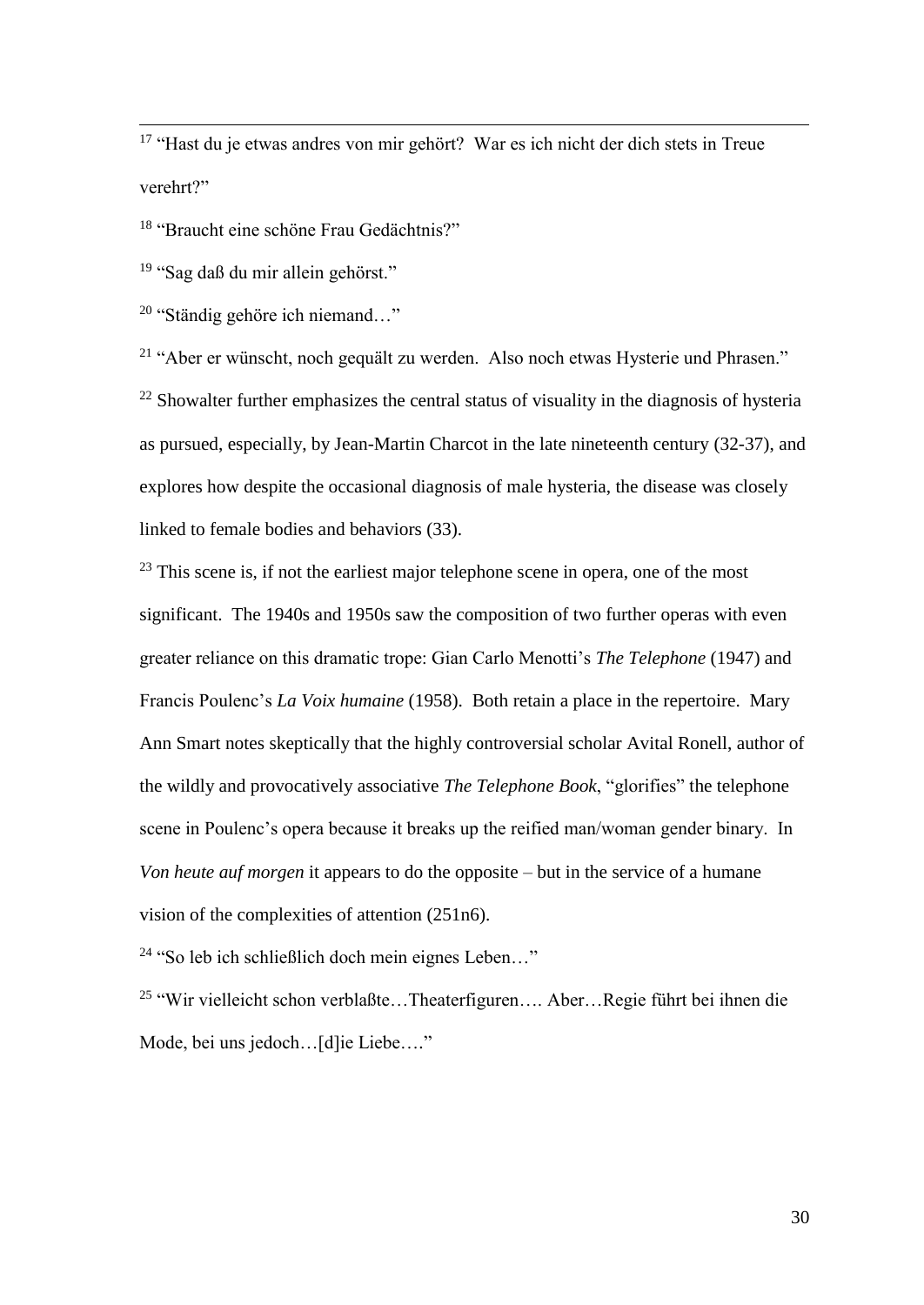[17] "Hast du je etwas andres von mir gehört? War es ich nicht der dich stets in Treue verehrt?"

[18] "Braucht eine schöne Frau Gedächtnis?"

[19] "Sag daß du mir allein gehörst."

[20] "Ständig gehöre ich niemand…"

[21] "Aber er wünscht, noch gequält zu werden. Also noch etwas Hysterie und Phrasen."

[22] Showalter further emphasizes the central status of visuality in the diagnosis of hysteria as pursued, especially, by Jean-Martin Charcot in the late nineteenth century (32-37), and explores how despite the occasional diagnosis of male hysteria, the disease was closely linked to female bodies and behaviors (33).

[23] This scene is, if not the earliest major telephone scene in opera, one of the most significant. The 1940s and 1950s saw the composition of two further operas with even greater reliance on this dramatic trope: Gian Carlo Menotti's *The Telephone* (1947) and Francis Poulenc's *La Voix humaine* (1958). Both retain a place in the repertoire. Mary Ann Smart notes skeptically that the highly controversial scholar Avital Ronell, author of the wildly and provocatively associative *The Telephone Book*, "glorifies" the telephone scene in Poulenc's opera because it breaks up the reified man/woman gender binary. In *Von heute auf morgen* it appears to do the opposite – but in the service of a humane vision of the complexities of attention (251n6).

[24] "So leb ich schließlich doch mein eignes Leben…"

[25] "Wir vielleicht schon verblaßte…Theaterfiguren…. Aber…Regie führt bei ihnen die Mode, bei uns jedoch…[d]ie Liebe…."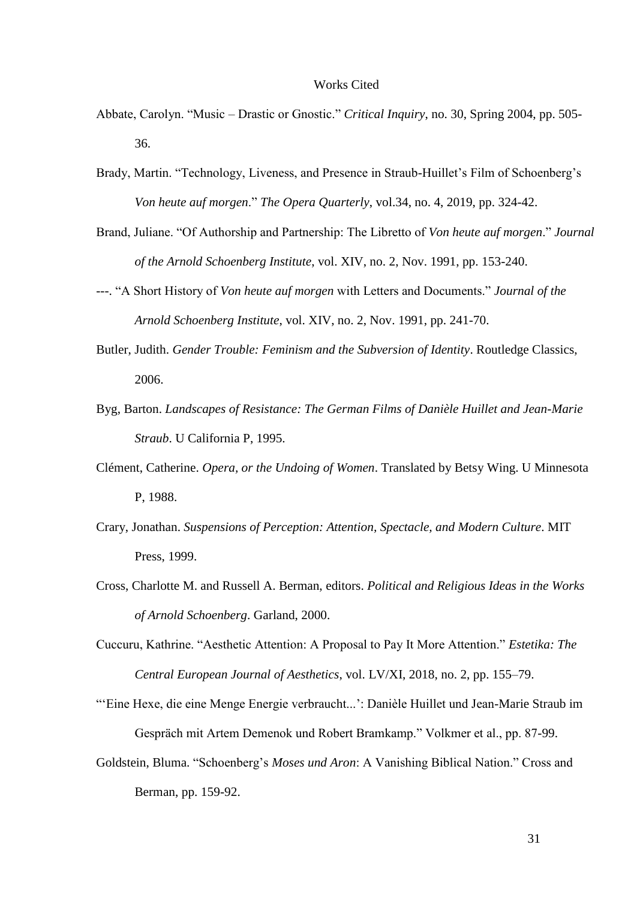# Works Cited

Abbate, Carolyn. "Music – Drastic or Gnostic." *Critical Inquiry*, no. 30, Spring 2004, pp. 505-36.

Brady, Martin. "Technology, Liveness, and Presence in Straub-Huillet's Film of Schoenberg's *Von heute auf morgen*." *The Opera Quarterly*, vol.34, no. 4, 2019, pp. 324-42.

Brand, Juliane. "Of Authorship and Partnership: The Libretto of *Von heute auf morgen*." *Journal of the Arnold Schoenberg Institute*, vol. XIV, no. 2, Nov. 1991, pp. 153-240.

---. "A Short History of *Von heute auf morgen* with Letters and Documents." *Journal of the Arnold Schoenberg Institute*, vol. XIV, no. 2, Nov. 1991, pp. 241-70.

Butler, Judith. *Gender Trouble: Feminism and the Subversion of Identity*. Routledge Classics, 2006.

Byg, Barton. *Landscapes of Resistance: The German Films of Danièle Huillet and Jean-Marie Straub*. U California P, 1995.

Clément, Catherine. *Opera, or the Undoing of Women*. Translated by Betsy Wing. U Minnesota P, 1988.

Crary, Jonathan. *Suspensions of Perception: Attention, Spectacle, and Modern Culture*. MIT Press, 1999.

Cross, Charlotte M. and Russell A. Berman, editors. *Political and Religious Ideas in the Works of Arnold Schoenberg*. Garland, 2000.

Cuccuru, Kathrine. "Aesthetic Attention: A Proposal to Pay It More Attention." *Estetika: The Central European Journal of Aesthetics*, vol. LV/XI, 2018, no. 2, pp. 155–79.

"'Eine Hexe, die eine Menge Energie verbraucht...': Danièle Huillet und Jean-Marie Straub im Gespräch mit Artem Demenok und Robert Bramkamp." Volkmer et al., pp. 87-99.

Goldstein, Bluma. "Schoenberg's *Moses und Aron*: A Vanishing Biblical Nation." Cross and Berman, pp. 159-92.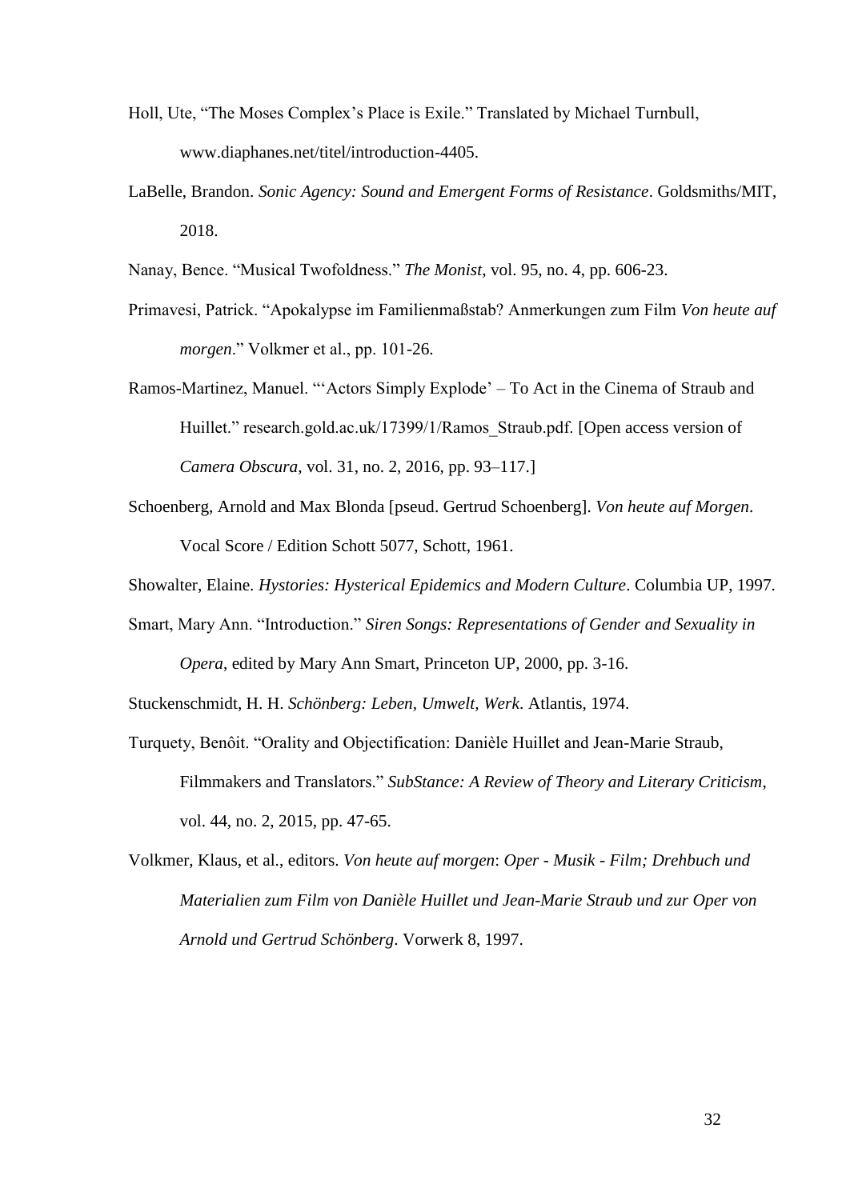Holl, Ute, “The Moses Complex’s Place is Exile.” Translated by Michael Turnbull, www.diaphanes.net/titel/introduction-4405.

LaBelle, Brandon. *Sonic Agency: Sound and Emergent Forms of Resistance*. Goldsmiths/MIT, 2018.

Nanay, Bence. “Musical Twofoldness.” *The Monist*, vol. 95, no. 4, pp. 606-23.

Primavesi, Patrick. “Apokalypse im Familienmaßstab? Anmerkungen zum Film *Von heute auf morgen*.” Volkmer et al., pp. 101-26.

Ramos-Martinez, Manuel. “‘Actors Simply Explode’ – To Act in the Cinema of Straub and Huillet.” research.gold.ac.uk/17399/1/Ramos_Straub.pdf. [Open access version of *Camera Obscura*, vol. 31, no. 2, 2016, pp. 93–117.]

Schoenberg, Arnold and Max Blonda [pseud. Gertrud Schoenberg]. *Von heute auf Morgen*. Vocal Score / Edition Schott 5077, Schott, 1961.

Showalter, Elaine. *Hystories: Hysterical Epidemics and Modern Culture*. Columbia UP, 1997.

Smart, Mary Ann. “Introduction.” *Siren Songs: Representations of Gender and Sexuality in Opera*, edited by Mary Ann Smart, Princeton UP, 2000, pp. 3-16.

Stuckenschmidt, H. H. *Schönberg: Leben, Umwelt, Werk*. Atlantis, 1974.

Turquety, Benôit. “Orality and Objectification: Danièle Huillet and Jean-Marie Straub, Filmmakers and Translators.” *SubStance: A Review of Theory and Literary Criticism*, vol. 44, no. 2, 2015, pp. 47-65.

Volkmer, Klaus, et al., editors. *Von heute auf morgen*: *Oper - Musik - Film; Drehbuch und Materialien zum Film von Danièle Huillet und Jean-Marie Straub und zur Oper von Arnold und Gertrud Schönberg*. Vorwerk 8, 1997.